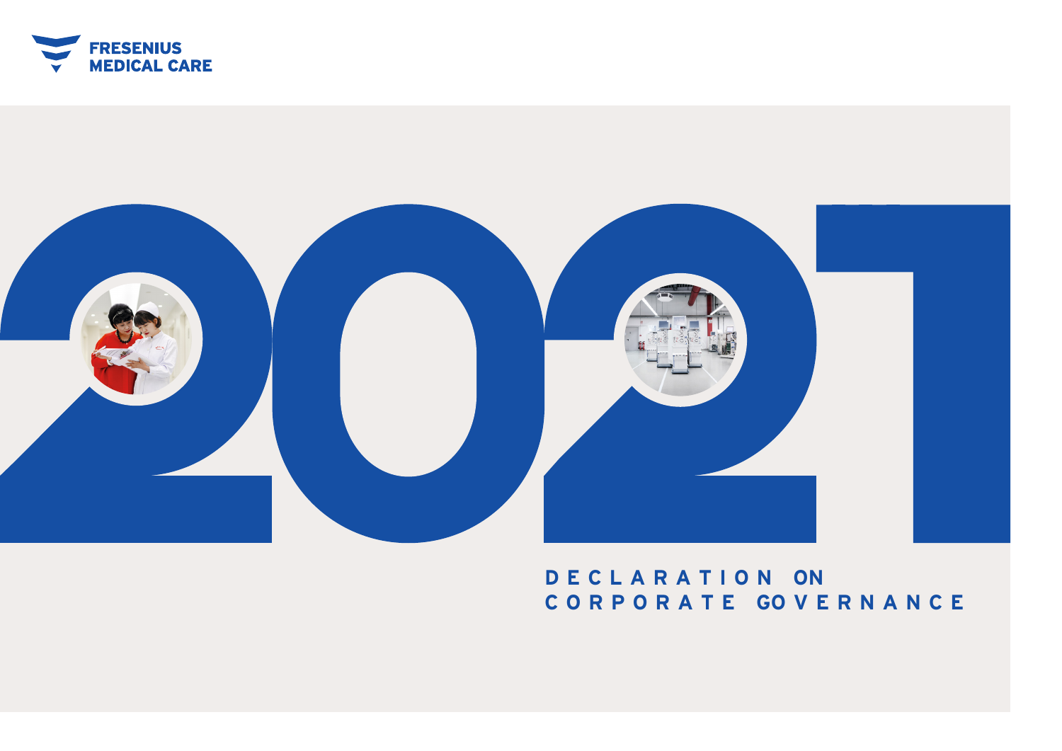FRESENIUS MEDICAL CARE

# 2021

## DECLARATION ON CORPORATE GOVERNANCE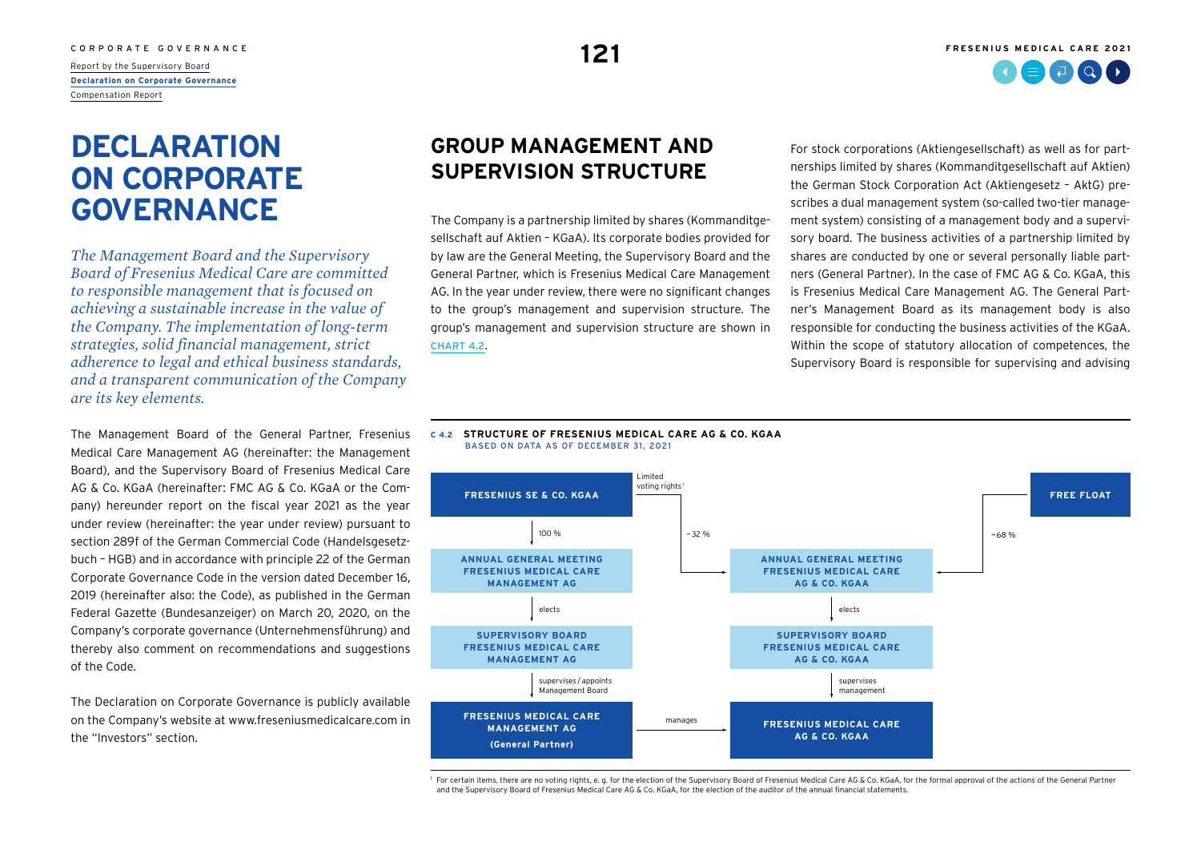# DECLARATION ON CORPORATE GOVERNANCE

*The Management Board and the Supervisory Board of Fresenius Medical Care are committed to responsible management that is focused on achieving a sustainable increase in the value of the Company. The implementation of long-term strategies, solid financial management, strict adherence to legal and ethical business standards, and a transparent communication of the Company are its key elements.*

The Management Board of the General Partner, Fresenius Medical Care Management AG (hereinafter: the Management Board), and the Supervisory Board of Fresenius Medical Care AG & Co. KGaA (hereinafter: FMC AG & Co. KGaA or the Company) hereunder report on the fiscal year 2021 as the year under review (hereinafter: the year under review) pursuant to section 289f of the German Commercial Code (Handelsgesetzbuch – HGB) and in accordance with principle 22 of the German Corporate Governance Code in the version dated December 16, 2019 (hereinafter also: the Code), as published in the German Federal Gazette (Bundesanzeiger) on March 20, 2020, on the Company's corporate governance (Unternehmensführung) and thereby also comment on recommendations and suggestions of the Code.

The Declaration on Corporate Governance is publicly available on the Company's website at www.freseniusmedicalcare.com in the "Investors" section.

## GROUP MANAGEMENT AND SUPERVISION STRUCTURE

The Company is a partnership limited by shares (Kommanditgesellschaft auf Aktien – KGaA). Its corporate bodies provided for by law are the General Meeting, the Supervisory Board and the General Partner, which is Fresenius Medical Care Management AG. In the year under review, there were no significant changes to the group's management and supervision structure. The group's management and supervision structure are shown in CHART 4.2.

For stock corporations (Aktiengesellschaft) as well as for partnerships limited by shares (Kommanditgesellschaft auf Aktien) the German Stock Corporation Act (Aktiengesetz – AktG) prescribes a dual management system (so-called two-tier management system) consisting of a management body and a supervisory board. The business activities of a partnership limited by shares are conducted by one or several personally liable partners (General Partner). In the case of FMC AG & Co. KGaA, this is Fresenius Medical Care Management AG. The General Partner's Management Board as its management body is also responsible for conducting the business activities of the KGaA. Within the scope of statutory allocation of competences, the Supervisory Board is responsible for supervising and advising

**C 4.2 STRUCTURE OF FRESENIUS MEDICAL CARE AG & CO. KGAA**
BASED ON DATA AS OF DECEMBER 31, 2021

- **FRESENIUS SE & CO. KGAA**
  - 100 % → **ANNUAL GENERAL MEETING FRESENIUS MEDICAL CARE MANAGEMENT AG**
    - elects → **SUPERVISORY BOARD FRESENIUS MEDICAL CARE MANAGEMENT AG**
      - supervises / appoints Management Board → **FRESENIUS MEDICAL CARE MANAGEMENT AG (General Partner)**
  - Limited voting rights[1], ~32 % → **ANNUAL GENERAL MEETING FRESENIUS MEDICAL CARE AG & CO. KGAA**
- **FREE FLOAT**
  - ~68 % → **ANNUAL GENERAL MEETING FRESENIUS MEDICAL CARE AG & CO. KGAA**
- **ANNUAL GENERAL MEETING FRESENIUS MEDICAL CARE AG & CO. KGAA**
  - elects → **SUPERVISORY BOARD FRESENIUS MEDICAL CARE AG & CO. KGAA**
    - supervises management → **FRESENIUS MEDICAL CARE AG & CO. KGAA**
- **FRESENIUS MEDICAL CARE MANAGEMENT AG (General Partner)** manages → **FRESENIUS MEDICAL CARE AG & CO. KGAA**

[1] For certain items, there are no voting rights, e. g. for the election of the Supervisory Board of Fresenius Medical Care AG & Co. KGaA, for the formal approval of the actions of the General Partner and the Supervisory Board of Fresenius Medical Care AG & Co. KGaA, for the election of the auditor of the annual financial statements.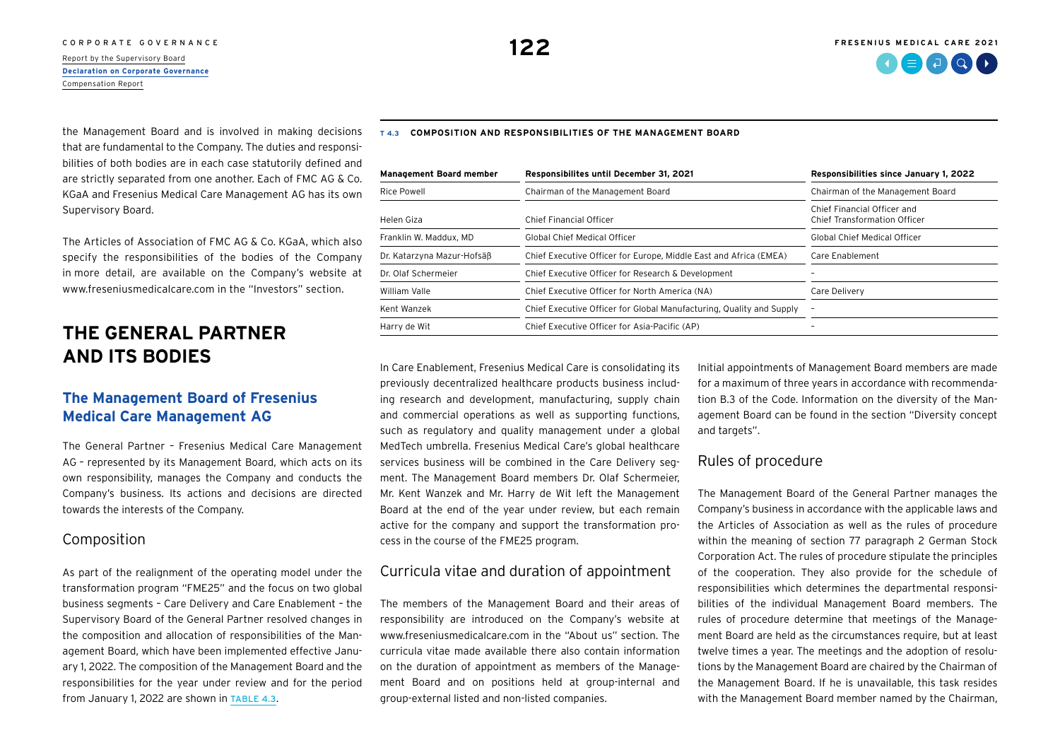the Management Board and is involved in making decisions that are fundamental to the Company. The duties and responsibilities of both bodies are in each case statutorily defined and are strictly separated from one another. Each of FMC AG & Co. KGaA and Fresenius Medical Care Management AG has its own Supervisory Board.

The Articles of Association of FMC AG & Co. KGaA, which also specify the responsibilities of the bodies of the Company in more detail, are available on the Company's website at www.freseniusmedicalcare.com in the "Investors" section.

# THE GENERAL PARTNER AND ITS BODIES

## The Management Board of Fresenius Medical Care Management AG

The General Partner – Fresenius Medical Care Management AG – represented by its Management Board, which acts on its own responsibility, manages the Company and conducts the Company's business. Its actions and decisions are directed towards the interests of the Company.

### Composition

As part of the realignment of the operating model under the transformation program "FME25" and the focus on two global business segments – Care Delivery and Care Enablement – the Supervisory Board of the General Partner resolved changes in the composition and allocation of responsibilities of the Management Board, which have been implemented effective January 1, 2022. The composition of the Management Board and the responsibilities for the year under review and for the period from January 1, 2022 are shown in TABLE 4.3.

**T 4.3 COMPOSITION AND RESPONSIBILITIES OF THE MANAGEMENT BOARD**

| Management Board member | Responsibilites until December 31, 2021 | Responsibilities since January 1, 2022 |
|---|---|---|
| Rice Powell | Chairman of the Management Board | Chairman of the Management Board |
| Helen Giza | Chief Financial Officer | Chief Financial Officer and Chief Transformation Officer |
| Franklin W. Maddux, MD | Global Chief Medical Officer | Global Chief Medical Officer |
| Dr. Katarzyna Mazur-Hofsäß | Chief Executive Officer for Europe, Middle East and Africa (EMEA) | Care Enablement |
| Dr. Olaf Schermeier | Chief Executive Officer for Research & Development | – |
| William Valle | Chief Executive Officer for North America (NA) | Care Delivery |
| Kent Wanzek | Chief Executive Officer for Global Manufacturing, Quality and Supply | – |
| Harry de Wit | Chief Executive Officer for Asia-Pacific (AP) | – |

In Care Enablement, Fresenius Medical Care is consolidating its previously decentralized healthcare products business including research and development, manufacturing, supply chain and commercial operations as well as supporting functions, such as regulatory and quality management under a global MedTech umbrella. Fresenius Medical Care's global healthcare services business will be combined in the Care Delivery segment. The Management Board members Dr. Olaf Schermeier, Mr. Kent Wanzek and Mr. Harry de Wit left the Management Board at the end of the year under review, but each remain active for the company and support the transformation process in the course of the FME25 program.

### Curricula vitae and duration of appointment

The members of the Management Board and their areas of responsibility are introduced on the Company's website at www.freseniusmedicalcare.com in the "About us" section. The curricula vitae made available there also contain information on the duration of appointment as members of the Management Board and on positions held at group-internal and group-external listed and non-listed companies.

Initial appointments of Management Board members are made for a maximum of three years in accordance with recommendation B.3 of the Code. Information on the diversity of the Management Board can be found in the section "Diversity concept and targets".

### Rules of procedure

The Management Board of the General Partner manages the Company's business in accordance with the applicable laws and the Articles of Association as well as the rules of procedure within the meaning of section 77 paragraph 2 German Stock Corporation Act. The rules of procedure stipulate the principles of the cooperation. They also provide for the schedule of responsibilities which determines the departmental responsibilities of the individual Management Board members. The rules of procedure determine that meetings of the Management Board are held as the circumstances require, but at least twelve times a year. The meetings and the adoption of resolutions by the Management Board are chaired by the Chairman of the Management Board. If he is unavailable, this task resides with the Management Board member named by the Chairman,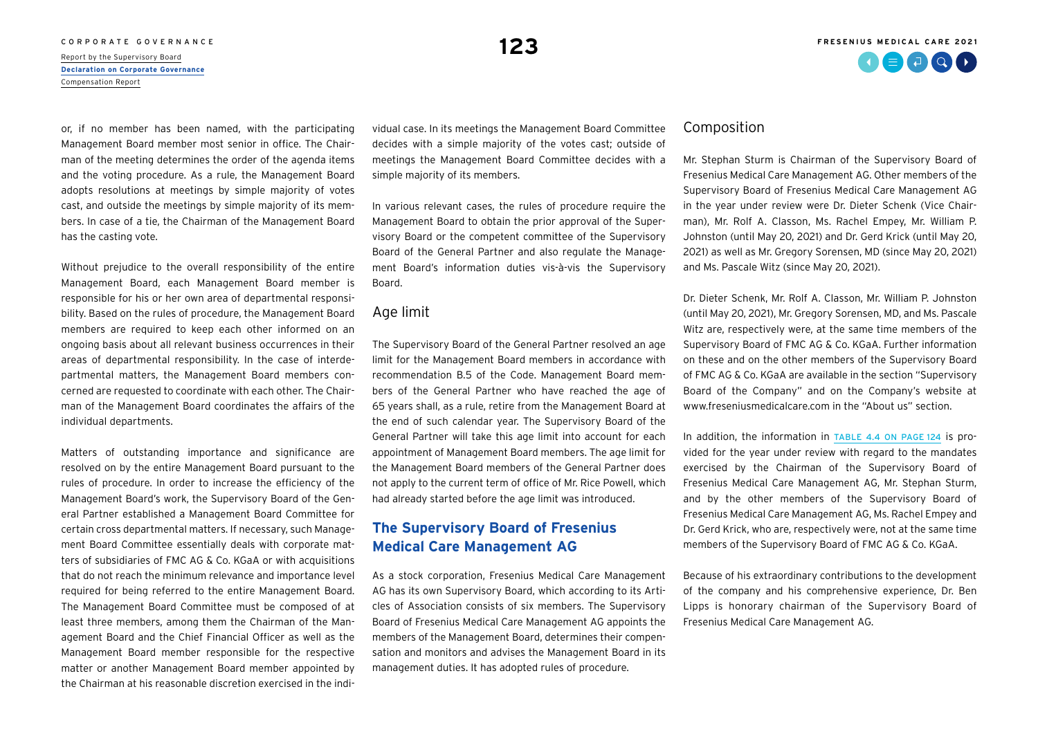or, if no member has been named, with the participating Management Board member most senior in office. The Chairman of the meeting determines the order of the agenda items and the voting procedure. As a rule, the Management Board adopts resolutions at meetings by simple majority of votes cast, and outside the meetings by simple majority of its members. In case of a tie, the Chairman of the Management Board has the casting vote.

Without prejudice to the overall responsibility of the entire Management Board, each Management Board member is responsible for his or her own area of departmental responsibility. Based on the rules of procedure, the Management Board members are required to keep each other informed on an ongoing basis about all relevant business occurrences in their areas of departmental responsibility. In the case of interdepartmental matters, the Management Board members concerned are requested to coordinate with each other. The Chairman of the Management Board coordinates the affairs of the individual departments.

Matters of outstanding importance and significance are resolved on by the entire Management Board pursuant to the rules of procedure. In order to increase the efficiency of the Management Board's work, the Supervisory Board of the General Partner established a Management Board Committee for certain cross departmental matters. If necessary, such Management Board Committee essentially deals with corporate matters of subsidiaries of FMC AG & Co. KGaA or with acquisitions that do not reach the minimum relevance and importance level required for being referred to the entire Management Board. The Management Board Committee must be composed of at least three members, among them the Chairman of the Management Board and the Chief Financial Officer as well as the Management Board member responsible for the respective matter or another Management Board member appointed by the Chairman at his reasonable discretion exercised in the individual case. In its meetings the Management Board Committee decides with a simple majority of the votes cast; outside of meetings the Management Board Committee decides with a simple majority of its members.

In various relevant cases, the rules of procedure require the Management Board to obtain the prior approval of the Supervisory Board or the competent committee of the Supervisory Board of the General Partner and also regulate the Management Board's information duties vis-à-vis the Supervisory Board.

### Age limit

The Supervisory Board of the General Partner resolved an age limit for the Management Board members in accordance with recommendation B.5 of the Code. Management Board members of the General Partner who have reached the age of 65 years shall, as a rule, retire from the Management Board at the end of such calendar year. The Supervisory Board of the General Partner will take this age limit into account for each appointment of Management Board members. The age limit for the Management Board members of the General Partner does not apply to the current term of office of Mr. Rice Powell, which had already started before the age limit was introduced.

## The Supervisory Board of Fresenius Medical Care Management AG

As a stock corporation, Fresenius Medical Care Management AG has its own Supervisory Board, which according to its Articles of Association consists of six members. The Supervisory Board of Fresenius Medical Care Management AG appoints the members of the Management Board, determines their compensation and monitors and advises the Management Board in its management duties. It has adopted rules of procedure.

### Composition

Mr. Stephan Sturm is Chairman of the Supervisory Board of Fresenius Medical Care Management AG. Other members of the Supervisory Board of Fresenius Medical Care Management AG in the year under review were Dr. Dieter Schenk (Vice Chairman), Mr. Rolf A. Classon, Ms. Rachel Empey, Mr. William P. Johnston (until May 20, 2021) and Dr. Gerd Krick (until May 20, 2021) as well as Mr. Gregory Sorensen, MD (since May 20, 2021) and Ms. Pascale Witz (since May 20, 2021).

Dr. Dieter Schenk, Mr. Rolf A. Classon, Mr. William P. Johnston (until May 20, 2021), Mr. Gregory Sorensen, MD, and Ms. Pascale Witz are, respectively were, at the same time members of the Supervisory Board of FMC AG & Co. KGaA. Further information on these and on the other members of the Supervisory Board of FMC AG & Co. KGaA are available in the section "Supervisory Board of the Company" and on the Company's website at www.freseniusmedicalcare.com in the "About us" section.

In addition, the information in TABLE 4.4 ON PAGE 124 is provided for the year under review with regard to the mandates exercised by the Chairman of the Supervisory Board of Fresenius Medical Care Management AG, Mr. Stephan Sturm, and by the other members of the Supervisory Board of Fresenius Medical Care Management AG, Ms. Rachel Empey and Dr. Gerd Krick, who are, respectively were, not at the same time members of the Supervisory Board of FMC AG & Co. KGaA.

Because of his extraordinary contributions to the development of the company and his comprehensive experience, Dr. Ben Lipps is honorary chairman of the Supervisory Board of Fresenius Medical Care Management AG.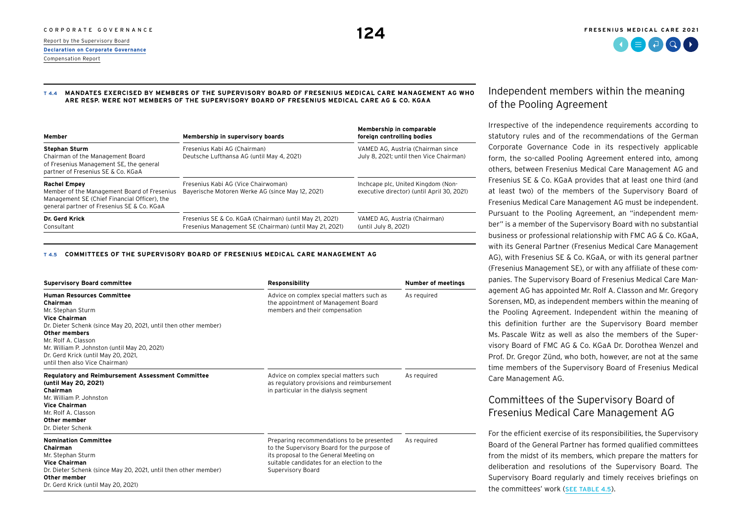**T 4.4 MANDATES EXERCISED BY MEMBERS OF THE SUPERVISORY BOARD OF FRESENIUS MEDICAL CARE MANAGEMENT AG WHO ARE RESP. WERE NOT MEMBERS OF THE SUPERVISORY BOARD OF FRESENIUS MEDICAL CARE AG & CO. KGAA**

| Member | Membership in supervisory boards | Membership in comparable foreign controlling bodies |
|---|---|---|
| **Stephan Sturm**<br>Chairman of the Management Board of Fresenius Management SE, the general partner of Fresenius SE & Co. KGaA | Fresenius Kabi AG (Chairman)<br>Deutsche Lufthansa AG (until May 4, 2021) | VAMED AG, Austria (Chairman since July 8, 2021; until then Vice Chairman) |
| **Rachel Empey**<br>Member of the Management Board of Fresenius Management SE (Chief Financial Officer), the general partner of Fresenius SE & Co. KGaA | Fresenius Kabi AG (Vice Chairwoman)<br>Bayerische Motoren Werke AG (since May 12, 2021) | Inchcape plc, United Kingdom (Non-executive director) (until April 30, 2021) |
| **Dr. Gerd Krick**<br>Consultant | Fresenius SE & Co. KGaA (Chairman) (until May 21, 2021)<br>Fresenius Management SE (Chairman) (until May 21, 2021) | VAMED AG, Austria (Chairman) (until July 8, 2021) |

**T 4.5 COMMITTEES OF THE SUPERVISORY BOARD OF FRESENIUS MEDICAL CARE MANAGEMENT AG**

| Supervisory Board committee | Responsibility | Number of meetings |
|---|---|---|
| **Human Resources Committee**<br>**Chairman**<br>Mr. Stephan Sturm<br>**Vice Chairman**<br>Dr. Dieter Schenk (since May 20, 2021, until then other member)<br>**Other members**<br>Mr. Rolf A. Classon<br>Mr. William P. Johnston (until May 20, 2021)<br>Dr. Gerd Krick (until May 20, 2021, until then also Vice Chairman) | Advice on complex special matters such as the appointment of Management Board members and their compensation | As required |
| **Regulatory and Reimbursement Assessment Committee (until May 20, 2021)**<br>**Chairman**<br>Mr. William P. Johnston<br>**Vice Chairman**<br>Mr. Rolf A. Classon<br>**Other member**<br>Dr. Dieter Schenk | Advice on complex special matters such as regulatory provisions and reimbursement in particular in the dialysis segment | As required |
| **Nomination Committee**<br>**Chairman**<br>Mr. Stephan Sturm<br>**Vice Chairman**<br>Dr. Dieter Schenk (since May 20, 2021, until then other member)<br>**Other member**<br>Dr. Gerd Krick (until May 20, 2021) | Preparing recommendations to be presented to the Supervisory Board for the purpose of its proposal to the General Meeting on suitable candidates for an election to the Supervisory Board | As required |

## Independent members within the meaning of the Pooling Agreement

Irrespective of the independence requirements according to statutory rules and of the recommendations of the German Corporate Governance Code in its respectively applicable form, the so-called Pooling Agreement entered into, among others, between Fresenius Medical Care Management AG and Fresenius SE & Co. KGaA provides that at least one third (and at least two) of the members of the Supervisory Board of Fresenius Medical Care Management AG must be independent. Pursuant to the Pooling Agreement, an "independent member" is a member of the Supervisory Board with no substantial business or professional relationship with FMC AG & Co. KGaA, with its General Partner (Fresenius Medical Care Management AG), with Fresenius SE & Co. KGaA, or with its general partner (Fresenius Management SE), or with any affiliate of these companies. The Supervisory Board of Fresenius Medical Care Management AG has appointed Mr. Rolf A. Classon and Mr. Gregory Sorensen, MD, as independent members within the meaning of the Pooling Agreement. Independent within the meaning of this definition further are the Supervisory Board member Ms. Pascale Witz as well as also the members of the Supervisory Board of FMC AG & Co. KGaA Dr. Dorothea Wenzel and Prof. Dr. Gregor Zünd, who both, however, are not at the same time members of the Supervisory Board of Fresenius Medical Care Management AG.

## Committees of the Supervisory Board of Fresenius Medical Care Management AG

For the efficient exercise of its responsibilities, the Supervisory Board of the General Partner has formed qualified committees from the midst of its members, which prepare the matters for deliberation and resolutions of the Supervisory Board. The Supervisory Board regularly and timely receives briefings on the committees' work (SEE TABLE 4.5).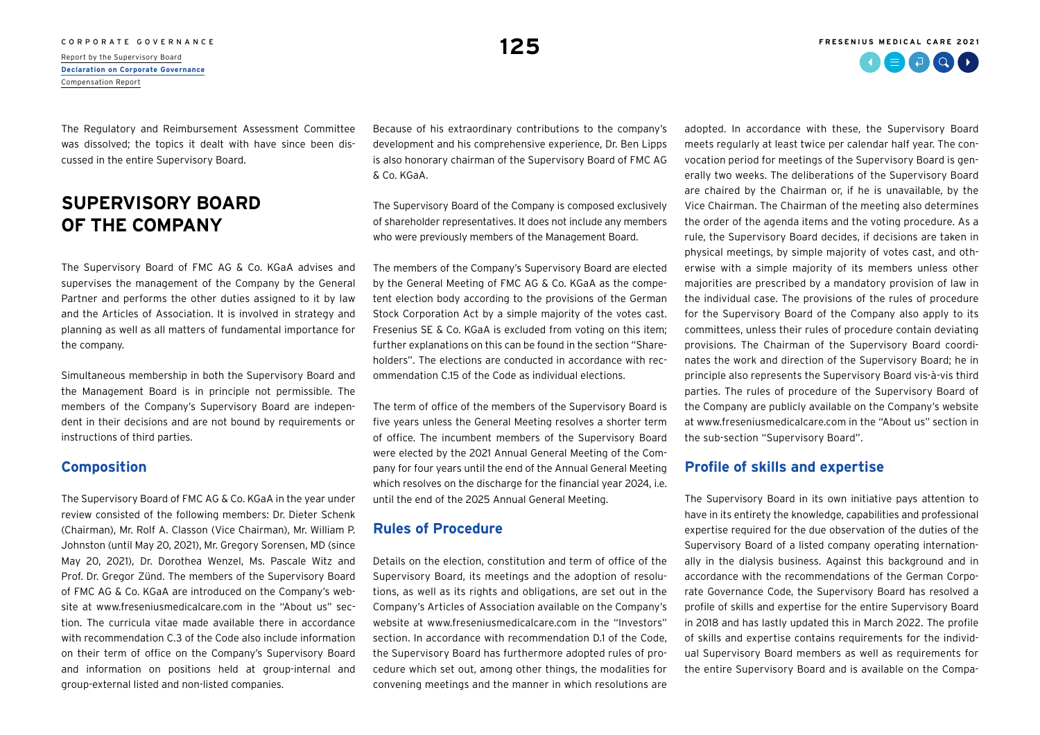The Regulatory and Reimbursement Assessment Committee was dissolved; the topics it dealt with have since been discussed in the entire Supervisory Board.

## SUPERVISORY BOARD OF THE COMPANY

The Supervisory Board of FMC AG & Co. KGaA advises and supervises the management of the Company by the General Partner and performs the other duties assigned to it by law and the Articles of Association. It is involved in strategy and planning as well as all matters of fundamental importance for the company.

Simultaneous membership in both the Supervisory Board and the Management Board is in principle not permissible. The members of the Company's Supervisory Board are independent in their decisions and are not bound by requirements or instructions of third parties.

### Composition

The Supervisory Board of FMC AG & Co. KGaA in the year under review consisted of the following members: Dr. Dieter Schenk (Chairman), Mr. Rolf A. Classon (Vice Chairman), Mr. William P. Johnston (until May 20, 2021), Mr. Gregory Sorensen, MD (since May 20, 2021), Dr. Dorothea Wenzel, Ms. Pascale Witz and Prof. Dr. Gregor Zünd. The members of the Supervisory Board of FMC AG & Co. KGaA are introduced on the Company's website at www.freseniusmedicalcare.com in the "About us" section. The curricula vitae made available there in accordance with recommendation C.3 of the Code also include information on their term of office on the Company's Supervisory Board and information on positions held at group-internal and group-external listed and non-listed companies.

Because of his extraordinary contributions to the company's development and his comprehensive experience, Dr. Ben Lipps is also honorary chairman of the Supervisory Board of FMC AG & Co. KGaA.

The Supervisory Board of the Company is composed exclusively of shareholder representatives. It does not include any members who were previously members of the Management Board.

The members of the Company's Supervisory Board are elected by the General Meeting of FMC AG & Co. KGaA as the competent election body according to the provisions of the German Stock Corporation Act by a simple majority of the votes cast. Fresenius SE & Co. KGaA is excluded from voting on this item; further explanations on this can be found in the section "Shareholders". The elections are conducted in accordance with recommendation C.15 of the Code as individual elections.

The term of office of the members of the Supervisory Board is five years unless the General Meeting resolves a shorter term of office. The incumbent members of the Supervisory Board were elected by the 2021 Annual General Meeting of the Company for four years until the end of the Annual General Meeting which resolves on the discharge for the financial year 2024, i.e. until the end of the 2025 Annual General Meeting.

### Rules of Procedure

Details on the election, constitution and term of office of the Supervisory Board, its meetings and the adoption of resolutions, as well as its rights and obligations, are set out in the Company's Articles of Association available on the Company's website at www.freseniusmedicalcare.com in the "Investors" section. In accordance with recommendation D.1 of the Code, the Supervisory Board has furthermore adopted rules of procedure which set out, among other things, the modalities for convening meetings and the manner in which resolutions are adopted. In accordance with these, the Supervisory Board meets regularly at least twice per calendar half year. The convocation period for meetings of the Supervisory Board is generally two weeks. The deliberations of the Supervisory Board are chaired by the Chairman or, if he is unavailable, by the Vice Chairman. The Chairman of the meeting also determines the order of the agenda items and the voting procedure. As a rule, the Supervisory Board decides, if decisions are taken in physical meetings, by simple majority of votes cast, and otherwise with a simple majority of its members unless other majorities are prescribed by a mandatory provision of law in the individual case. The provisions of the rules of procedure for the Supervisory Board of the Company also apply to its committees, unless their rules of procedure contain deviating provisions. The Chairman of the Supervisory Board coordinates the work and direction of the Supervisory Board; he in principle also represents the Supervisory Board vis-à-vis third parties. The rules of procedure of the Supervisory Board of the Company are publicly available on the Company's website at www.freseniusmedicalcare.com in the "About us" section in the sub-section "Supervisory Board".

### Profile of skills and expertise

The Supervisory Board in its own initiative pays attention to have in its entirety the knowledge, capabilities and professional expertise required for the due observation of the duties of the Supervisory Board of a listed company operating internationally in the dialysis business. Against this background and in accordance with the recommendations of the German Corporate Governance Code, the Supervisory Board has resolved a profile of skills and expertise for the entire Supervisory Board in 2018 and has lastly updated this in March 2022. The profile of skills and expertise contains requirements for the individual Supervisory Board members as well as requirements for the entire Supervisory Board and is available on the Compa-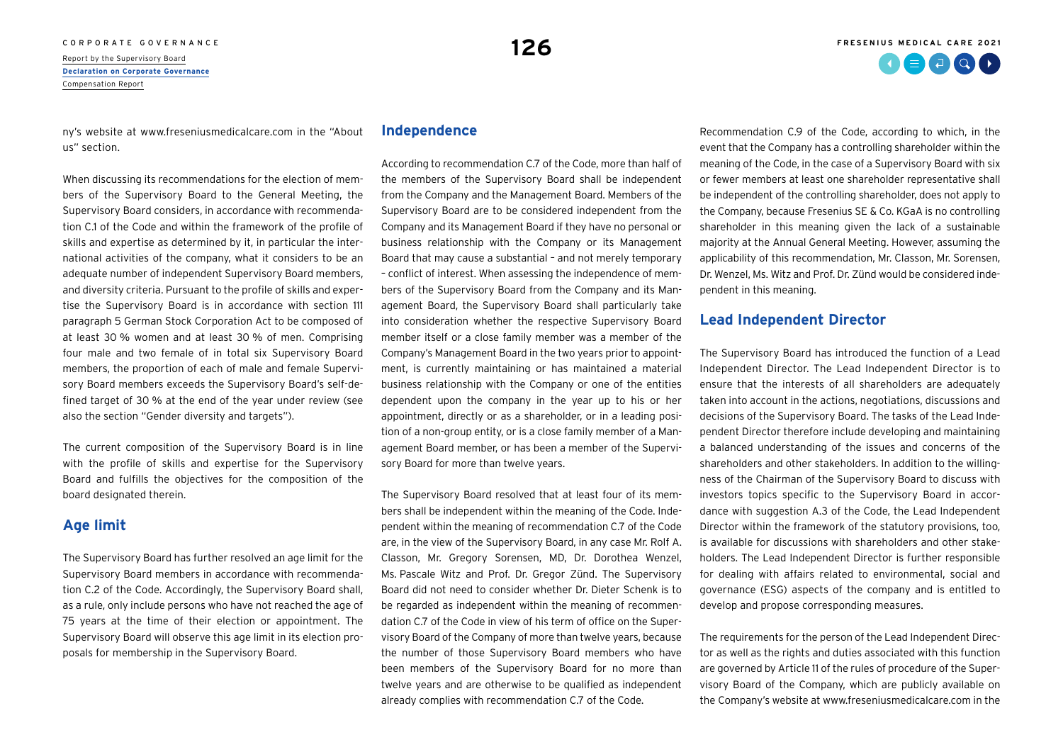ny's website at www.freseniusmedicalcare.com in the "About us" section.

When discussing its recommendations for the election of members of the Supervisory Board to the General Meeting, the Supervisory Board considers, in accordance with recommendation C.1 of the Code and within the framework of the profile of skills and expertise as determined by it, in particular the international activities of the company, what it considers to be an adequate number of independent Supervisory Board members, and diversity criteria. Pursuant to the profile of skills and expertise the Supervisory Board is in accordance with section 111 paragraph 5 German Stock Corporation Act to be composed of at least 30 % women and at least 30 % of men. Comprising four male and two female of in total six Supervisory Board members, the proportion of each of male and female Supervisory Board members exceeds the Supervisory Board's self-defined target of 30 % at the end of the year under review (see also the section "Gender diversity and targets").

The current composition of the Supervisory Board is in line with the profile of skills and expertise for the Supervisory Board and fulfills the objectives for the composition of the board designated therein.

## Age limit

The Supervisory Board has further resolved an age limit for the Supervisory Board members in accordance with recommendation C.2 of the Code. Accordingly, the Supervisory Board shall, as a rule, only include persons who have not reached the age of 75 years at the time of their election or appointment. The Supervisory Board will observe this age limit in its election proposals for membership in the Supervisory Board.

## Independence

According to recommendation C.7 of the Code, more than half of the members of the Supervisory Board shall be independent from the Company and the Management Board. Members of the Supervisory Board are to be considered independent from the Company and its Management Board if they have no personal or business relationship with the Company or its Management Board that may cause a substantial – and not merely temporary – conflict of interest. When assessing the independence of members of the Supervisory Board from the Company and its Management Board, the Supervisory Board shall particularly take into consideration whether the respective Supervisory Board member itself or a close family member was a member of the Company's Management Board in the two years prior to appointment, is currently maintaining or has maintained a material business relationship with the Company or one of the entities dependent upon the company in the year up to his or her appointment, directly or as a shareholder, or in a leading position of a non-group entity, or is a close family member of a Management Board member, or has been a member of the Supervisory Board for more than twelve years.

The Supervisory Board resolved that at least four of its members shall be independent within the meaning of the Code. Independent within the meaning of recommendation C.7 of the Code are, in the view of the Supervisory Board, in any case Mr. Rolf A. Classon, Mr. Gregory Sorensen, MD, Dr. Dorothea Wenzel, Ms. Pascale Witz and Prof. Dr. Gregor Zünd. The Supervisory Board did not need to consider whether Dr. Dieter Schenk is to be regarded as independent within the meaning of recommendation C.7 of the Code in view of his term of office on the Supervisory Board of the Company of more than twelve years, because the number of those Supervisory Board members who have been members of the Supervisory Board for no more than twelve years and are otherwise to be qualified as independent already complies with recommendation C.7 of the Code.

Recommendation C.9 of the Code, according to which, in the event that the Company has a controlling shareholder within the meaning of the Code, in the case of a Supervisory Board with six or fewer members at least one shareholder representative shall be independent of the controlling shareholder, does not apply to the Company, because Fresenius SE & Co. KGaA is no controlling shareholder in this meaning given the lack of a sustainable majority at the Annual General Meeting. However, assuming the applicability of this recommendation, Mr. Classon, Mr. Sorensen, Dr. Wenzel, Ms. Witz and Prof. Dr. Zünd would be considered independent in this meaning.

## Lead Independent Director

The Supervisory Board has introduced the function of a Lead Independent Director. The Lead Independent Director is to ensure that the interests of all shareholders are adequately taken into account in the actions, negotiations, discussions and decisions of the Supervisory Board. The tasks of the Lead Independent Director therefore include developing and maintaining a balanced understanding of the issues and concerns of the shareholders and other stakeholders. In addition to the willingness of the Chairman of the Supervisory Board to discuss with investors topics specific to the Supervisory Board in accordance with suggestion A.3 of the Code, the Lead Independent Director within the framework of the statutory provisions, too, is available for discussions with shareholders and other stakeholders. The Lead Independent Director is further responsible for dealing with affairs related to environmental, social and governance (ESG) aspects of the company and is entitled to develop and propose corresponding measures.

The requirements for the person of the Lead Independent Director as well as the rights and duties associated with this function are governed by Article 11 of the rules of procedure of the Supervisory Board of the Company, which are publicly available on the Company's website at www.freseniusmedicalcare.com in the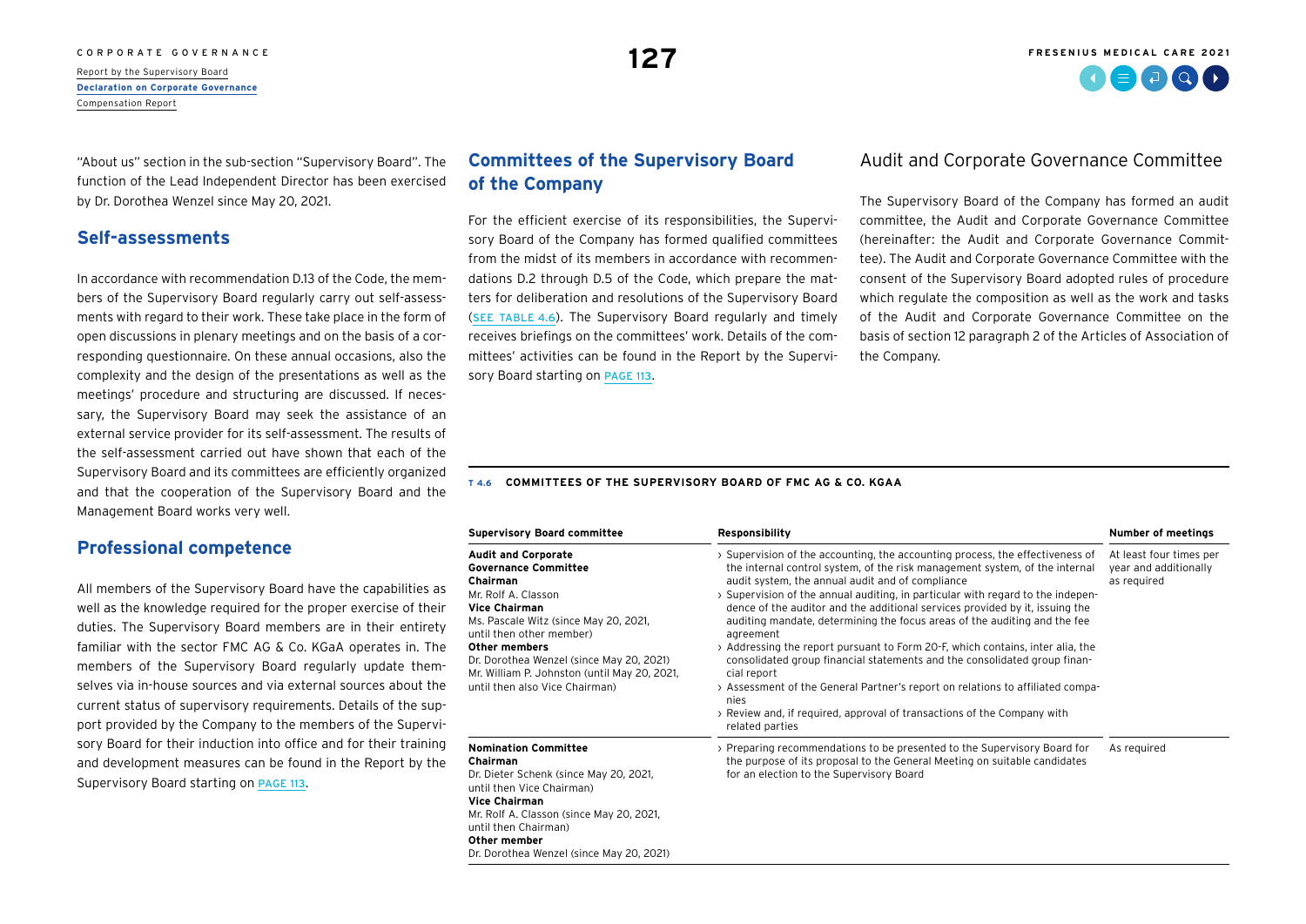"About us" section in the sub-section "Supervisory Board". The function of the Lead Independent Director has been exercised by Dr. Dorothea Wenzel since May 20, 2021.

## Self-assessments

In accordance with recommendation D.13 of the Code, the members of the Supervisory Board regularly carry out self-assessments with regard to their work. These take place in the form of open discussions in plenary meetings and on the basis of a corresponding questionnaire. On these annual occasions, also the complexity and the design of the presentations as well as the meetings' procedure and structuring are discussed. If necessary, the Supervisory Board may seek the assistance of an external service provider for its self-assessment. The results of the self-assessment carried out have shown that each of the Supervisory Board and its committees are efficiently organized and that the cooperation of the Supervisory Board and the Management Board works very well.

## Professional competence

All members of the Supervisory Board have the capabilities as well as the knowledge required for the proper exercise of their duties. The Supervisory Board members are in their entirety familiar with the sector FMC AG & Co. KGaA operates in. The members of the Supervisory Board regularly update themselves via in-house sources and via external sources about the current status of supervisory requirements. Details of the support provided by the Company to the members of the Supervisory Board for their induction into office and for their training and development measures can be found in the Report by the Supervisory Board starting on PAGE 113.

## Committees of the Supervisory Board of the Company

For the efficient exercise of its responsibilities, the Supervisory Board of the Company has formed qualified committees from the midst of its members in accordance with recommendations D.2 through D.5 of the Code, which prepare the matters for deliberation and resolutions of the Supervisory Board (SEE TABLE 4.6). The Supervisory Board regularly and timely receives briefings on the committees' work. Details of the committees' activities can be found in the Report by the Supervisory Board starting on PAGE 113.

### Audit and Corporate Governance Committee

The Supervisory Board of the Company has formed an audit committee, the Audit and Corporate Governance Committee (hereinafter: the Audit and Corporate Governance Committee). The Audit and Corporate Governance Committee with the consent of the Supervisory Board adopted rules of procedure which regulate the composition as well as the work and tasks of the Audit and Corporate Governance Committee on the basis of section 12 paragraph 2 of the Articles of Association of the Company.

**T 4.6 COMMITTEES OF THE SUPERVISORY BOARD OF FMC AG & CO. KGAA**

| Supervisory Board committee | Responsibility | Number of meetings |
|---|---|---|
| **Audit and Corporate Governance Committee**<br>**Chairman**<br>Mr. Rolf A. Classon<br>**Vice Chairman**<br>Ms. Pascale Witz (since May 20, 2021, until then other member)<br>**Other members**<br>Dr. Dorothea Wenzel (since May 20, 2021)<br>Mr. William P. Johnston (until May 20, 2021, until then also Vice Chairman) | › Supervision of the accounting, the accounting process, the effectiveness of the internal control system, of the risk management system, of the internal audit system, the annual audit and of compliance<br>› Supervision of the annual auditing, in particular with regard to the independence of the auditor and the additional services provided by it, issuing the auditing mandate, determining the focus areas of the auditing and the fee agreement<br>› Addressing the report pursuant to Form 20-F, which contains, inter alia, the consolidated group financial statements and the consolidated group financial report<br>› Assessment of the General Partner's report on relations to affiliated companies<br>› Review and, if required, approval of transactions of the Company with related parties | At least four times per year and additionally as required |
| **Nomination Committee**<br>**Chairman**<br>Dr. Dieter Schenk (since May 20, 2021, until then Vice Chairman)<br>**Vice Chairman**<br>Mr. Rolf A. Classon (since May 20, 2021, until then Chairman)<br>**Other member**<br>Dr. Dorothea Wenzel (since May 20, 2021) | › Preparing recommendations to be presented to the Supervisory Board for the purpose of its proposal to the General Meeting on suitable candidates for an election to the Supervisory Board | As required |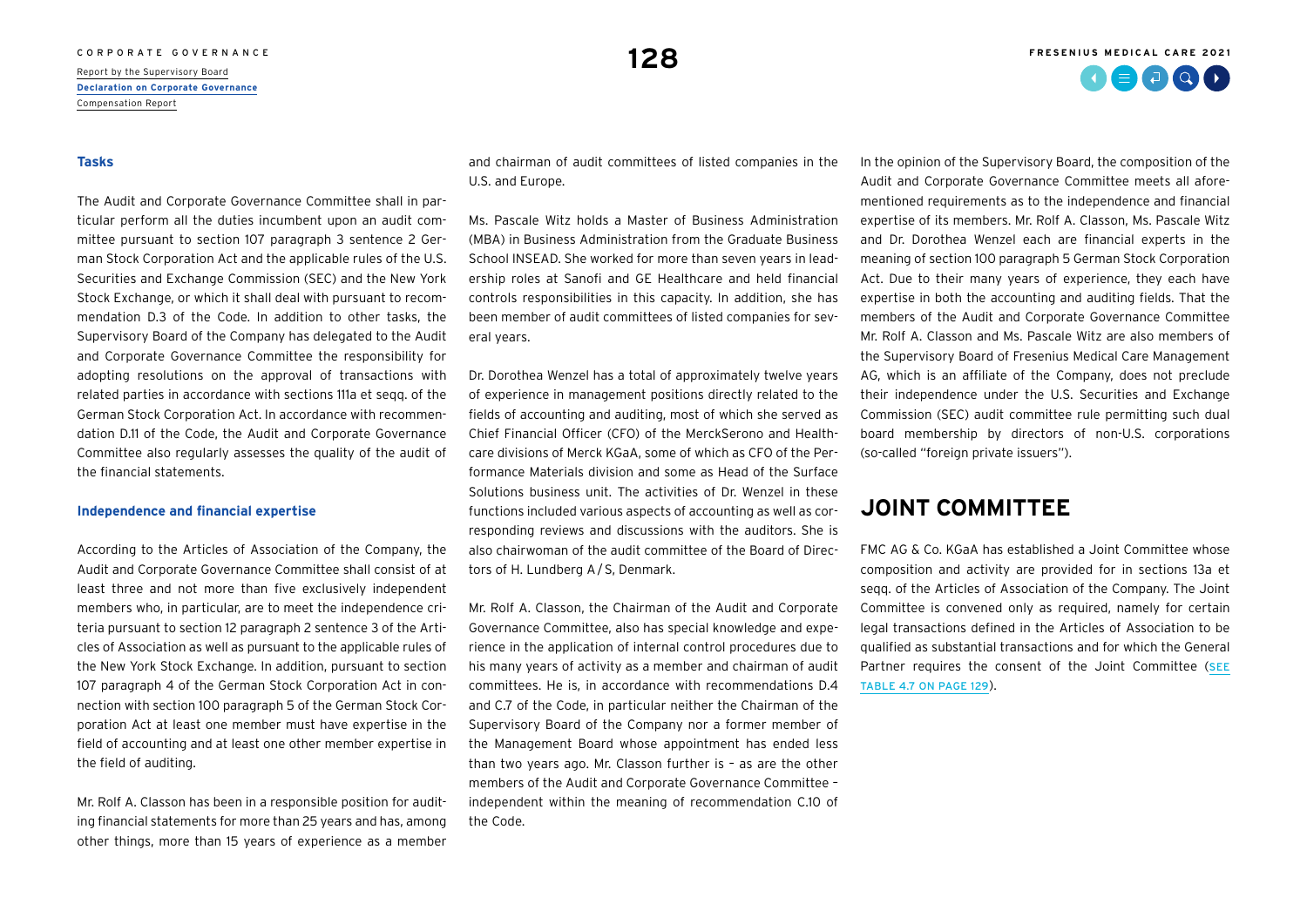### Tasks

The Audit and Corporate Governance Committee shall in particular perform all the duties incumbent upon an audit committee pursuant to section 107 paragraph 3 sentence 2 German Stock Corporation Act and the applicable rules of the U.S. Securities and Exchange Commission (SEC) and the New York Stock Exchange, or which it shall deal with pursuant to recommendation D.3 of the Code. In addition to other tasks, the Supervisory Board of the Company has delegated to the Audit and Corporate Governance Committee the responsibility for adopting resolutions on the approval of transactions with related parties in accordance with sections 111a et seqq. of the German Stock Corporation Act. In accordance with recommendation D.11 of the Code, the Audit and Corporate Governance Committee also regularly assesses the quality of the audit of the financial statements.

### Independence and financial expertise

According to the Articles of Association of the Company, the Audit and Corporate Governance Committee shall consist of at least three and not more than five exclusively independent members who, in particular, are to meet the independence criteria pursuant to section 12 paragraph 2 sentence 3 of the Articles of Association as well as pursuant to the applicable rules of the New York Stock Exchange. In addition, pursuant to section 107 paragraph 4 of the German Stock Corporation Act in connection with section 100 paragraph 5 of the German Stock Corporation Act at least one member must have expertise in the field of accounting and at least one other member expertise in the field of auditing.

Mr. Rolf A. Classon has been in a responsible position for auditing financial statements for more than 25 years and has, among other things, more than 15 years of experience as a member and chairman of audit committees of listed companies in the U.S. and Europe.

Ms. Pascale Witz holds a Master of Business Administration (MBA) in Business Administration from the Graduate Business School INSEAD. She worked for more than seven years in leadership roles at Sanofi and GE Healthcare and held financial controls responsibilities in this capacity. In addition, she has been member of audit committees of listed companies for several years.

Dr. Dorothea Wenzel has a total of approximately twelve years of experience in management positions directly related to the fields of accounting and auditing, most of which she served as Chief Financial Officer (CFO) of the MerckSerono and Healthcare divisions of Merck KGaA, some of which as CFO of the Performance Materials division and some as Head of the Surface Solutions business unit. The activities of Dr. Wenzel in these functions included various aspects of accounting as well as corresponding reviews and discussions with the auditors. She is also chairwoman of the audit committee of the Board of Directors of H. Lundberg A / S, Denmark.

Mr. Rolf A. Classon, the Chairman of the Audit and Corporate Governance Committee, also has special knowledge and experience in the application of internal control procedures due to his many years of activity as a member and chairman of audit committees. He is, in accordance with recommendations D.4 and C.7 of the Code, in particular neither the Chairman of the Supervisory Board of the Company nor a former member of the Management Board whose appointment has ended less than two years ago. Mr. Classon further is – as are the other members of the Audit and Corporate Governance Committee – independent within the meaning of recommendation C.10 of the Code.

In the opinion of the Supervisory Board, the composition of the Audit and Corporate Governance Committee meets all aforementioned requirements as to the independence and financial expertise of its members. Mr. Rolf A. Classon, Ms. Pascale Witz and Dr. Dorothea Wenzel each are financial experts in the meaning of section 100 paragraph 5 German Stock Corporation Act. Due to their many years of experience, they each have expertise in both the accounting and auditing fields. That the members of the Audit and Corporate Governance Committee Mr. Rolf A. Classon and Ms. Pascale Witz are also members of the Supervisory Board of Fresenius Medical Care Management AG, which is an affiliate of the Company, does not preclude their independence under the U.S. Securities and Exchange Commission (SEC) audit committee rule permitting such dual board membership by directors of non-U.S. corporations (so-called "foreign private issuers").

## JOINT COMMITTEE

FMC AG & Co. KGaA has established a Joint Committee whose composition and activity are provided for in sections 13a et seqq. of the Articles of Association of the Company. The Joint Committee is convened only as required, namely for certain legal transactions defined in the Articles of Association to be qualified as substantial transactions and for which the General Partner requires the consent of the Joint Committee (SEE TABLE 4.7 ON PAGE 129).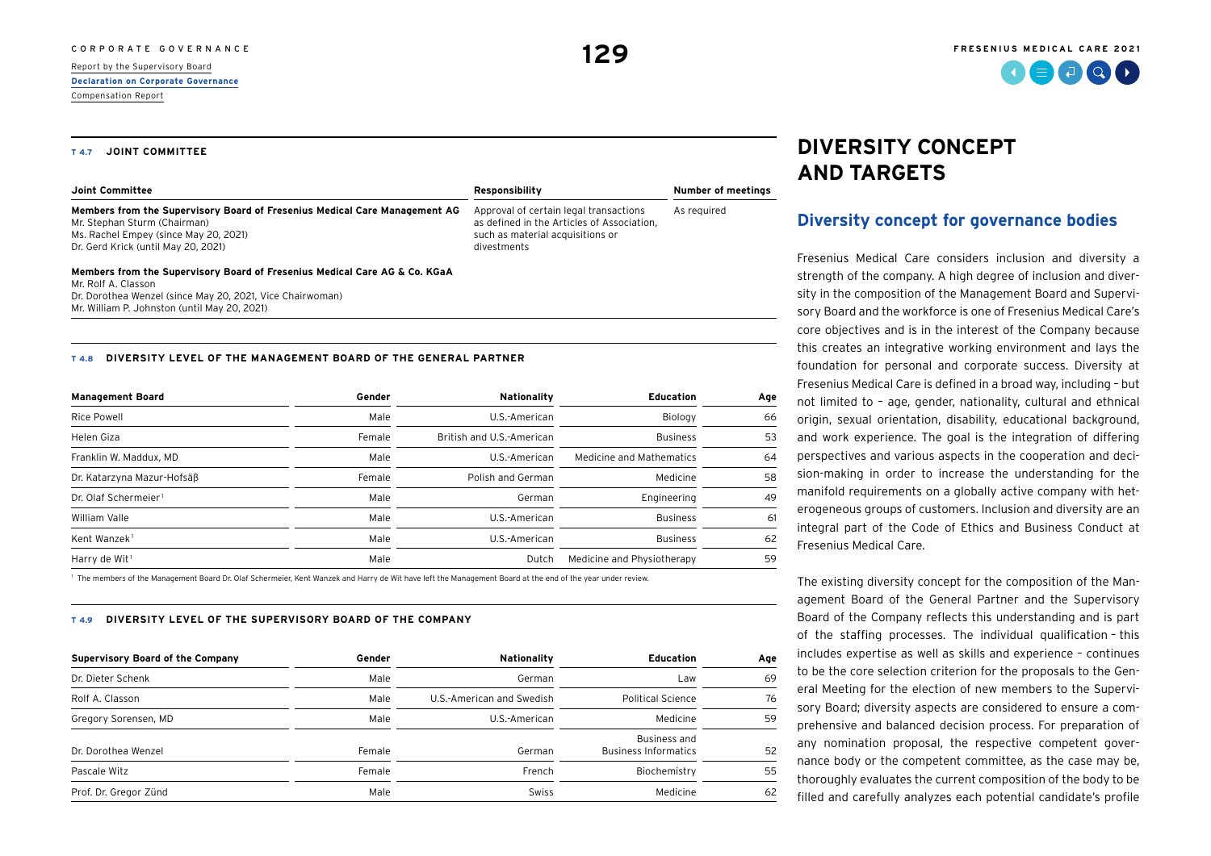**T 4.7 JOINT COMMITTEE**

| Joint Committee | Responsibility | Number of meetings |
|---|---|---|
| **Members from the Supervisory Board of Fresenius Medical Care Management AG**<br>Mr. Stephan Sturm (Chairman)<br>Ms. Rachel Empey (since May 20, 2021)<br>Dr. Gerd Krick (until May 20, 2021) | Approval of certain legal transactions as defined in the Articles of Association, such as material acquisitions or divestments | As required |
| **Members from the Supervisory Board of Fresenius Medical Care AG & Co. KGaA**<br>Mr. Rolf A. Classon<br>Dr. Dorothea Wenzel (since May 20, 2021, Vice Chairwoman)<br>Mr. William P. Johnston (until May 20, 2021) | | |

**T 4.8 DIVERSITY LEVEL OF THE MANAGEMENT BOARD OF THE GENERAL PARTNER**

| Management Board | Gender | Nationality | Education | Age |
|---|---|---|---|---|
| Rice Powell | Male | U.S.-American | Biology | 66 |
| Helen Giza | Female | British and U.S.-American | Business | 53 |
| Franklin W. Maddux, MD | Male | U.S.-American | Medicine and Mathematics | 64 |
| Dr. Katarzyna Mazur-Hofsäß | Female | Polish and German | Medicine | 58 |
| Dr. Olaf Schermeier[1] | Male | German | Engineering | 49 |
| William Valle | Male | U.S.-American | Business | 61 |
| Kent Wanzek[1] | Male | U.S.-American | Business | 62 |
| Harry de Wit[1] | Male | Dutch | Medicine and Physiotherapy | 59 |

[1] The members of the Management Board Dr. Olaf Schermeier, Kent Wanzek and Harry de Wit have left the Management Board at the end of the year under review.

**T 4.9 DIVERSITY LEVEL OF THE SUPERVISORY BOARD OF THE COMPANY**

| Supervisory Board of the Company | Gender | Nationality | Education | Age |
|---|---|---|---|---|
| Dr. Dieter Schenk | Male | German | Law | 69 |
| Rolf A. Classon | Male | U.S.-American and Swedish | Political Science | 76 |
| Gregory Sorensen, MD | Male | U.S.-American | Medicine | 59 |
| Dr. Dorothea Wenzel | Female | German | Business and Business Informatics | 52 |
| Pascale Witz | Female | French | Biochemistry | 55 |
| Prof. Dr. Gregor Zünd | Male | Swiss | Medicine | 62 |

# DIVERSITY CONCEPT AND TARGETS

## Diversity concept for governance bodies

Fresenius Medical Care considers inclusion and diversity a strength of the company. A high degree of inclusion and diversity in the composition of the Management Board and Supervisory Board and the workforce is one of Fresenius Medical Care's core objectives and is in the interest of the Company because this creates an integrative working environment and lays the foundation for personal and corporate success. Diversity at Fresenius Medical Care is defined in a broad way, including – but not limited to – age, gender, nationality, cultural and ethnical origin, sexual orientation, disability, educational background, and work experience. The goal is the integration of differing perspectives and various aspects in the cooperation and decision-making in order to increase the understanding for the manifold requirements on a globally active company with heterogeneous groups of customers. Inclusion and diversity are an integral part of the Code of Ethics and Business Conduct at Fresenius Medical Care.

The existing diversity concept for the composition of the Management Board of the General Partner and the Supervisory Board of the Company reflects this understanding and is part of the staffing processes. The individual qualification – this includes expertise as well as skills and experience – continues to be the core selection criterion for the proposals to the General Meeting for the election of new members to the Supervisory Board; diversity aspects are considered to ensure a comprehensive and balanced decision process. For preparation of any nomination proposal, the respective competent governance body or the competent committee, as the case may be, thoroughly evaluates the current composition of the body to be filled and carefully analyzes each potential candidate's profile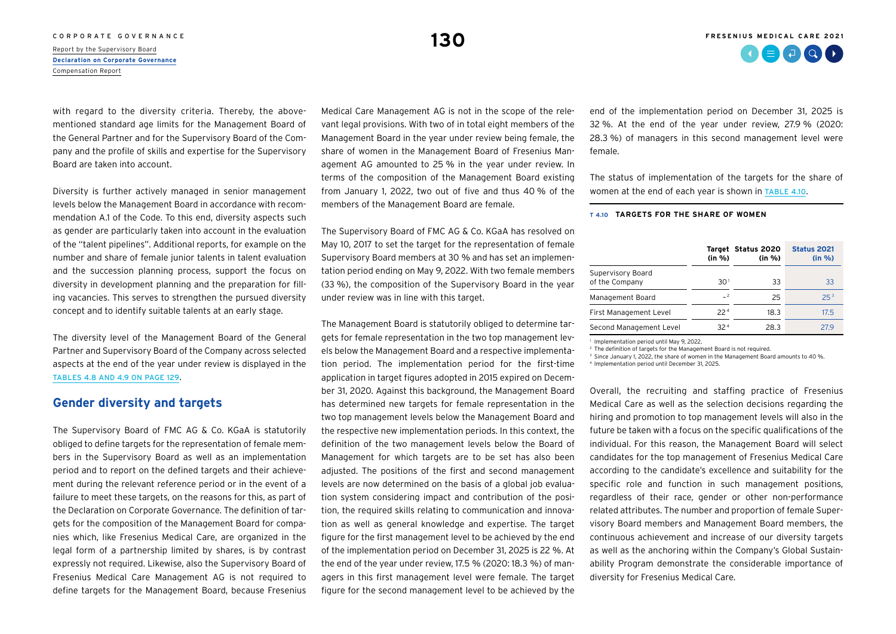with regard to the diversity criteria. Thereby, the above-mentioned standard age limits for the Management Board of the General Partner and for the Supervisory Board of the Company and the profile of skills and expertise for the Supervisory Board are taken into account.

Diversity is further actively managed in senior management levels below the Management Board in accordance with recommendation A.1 of the Code. To this end, diversity aspects such as gender are particularly taken into account in the evaluation of the "talent pipelines". Additional reports, for example on the number and share of female junior talents in talent evaluation and the succession planning process, support the focus on diversity in development planning and the preparation for filling vacancies. This serves to strengthen the pursued diversity concept and to identify suitable talents at an early stage.

The diversity level of the Management Board of the General Partner and Supervisory Board of the Company across selected aspects at the end of the year under review is displayed in the TABLES 4.8 AND 4.9 ON PAGE 129.

## Gender diversity and targets

The Supervisory Board of FMC AG & Co. KGaA is statutorily obliged to define targets for the representation of female members in the Supervisory Board as well as an implementation period and to report on the defined targets and their achievement during the relevant reference period or in the event of a failure to meet these targets, on the reasons for this, as part of the Declaration on Corporate Governance. The definition of targets for the composition of the Management Board for companies which, like Fresenius Medical Care, are organized in the legal form of a partnership limited by shares, is by contrast expressly not required. Likewise, also the Supervisory Board of Fresenius Medical Care Management AG is not required to define targets for the Management Board, because Fresenius Medical Care Management AG is not in the scope of the relevant legal provisions. With two of in total eight members of the Management Board in the year under review being female, the share of women in the Management Board of Fresenius Management AG amounted to 25 % in the year under review. In terms of the composition of the Management Board existing from January 1, 2022, two out of five and thus 40 % of the members of the Management Board are female.

The Supervisory Board of FMC AG & Co. KGaA has resolved on May 10, 2017 to set the target for the representation of female Supervisory Board members at 30 % and has set an implementation period ending on May 9, 2022. With two female members (33 %), the composition of the Supervisory Board in the year under review was in line with this target.

The Management Board is statutorily obliged to determine targets for female representation in the two top management levels below the Management Board and a respective implementation period. The implementation period for the first-time application in target figures adopted in 2015 expired on December 31, 2020. Against this background, the Management Board has determined new targets for female representation in the two top management levels below the Management Board and the respective new implementation periods. In this context, the definition of the two management levels below the Board of Management for which targets are to be set has also been adjusted. The positions of the first and second management levels are now determined on the basis of a global job evaluation system considering impact and contribution of the position, the required skills relating to communication and innovation as well as general knowledge and expertise. The target figure for the first management level to be achieved by the end of the implementation period on December 31, 2025 is 22 %. At the end of the year under review, 17.5 % (2020: 18.3 %) of managers in this first management level were female. The target figure for the second management level to be achieved by the end of the implementation period on December 31, 2025 is 32 %. At the end of the year under review, 27.9 % (2020: 28.3 %) of managers in this second management level were female.

The status of implementation of the targets for the share of women at the end of each year is shown in TABLE 4.10.

**T 4.10 TARGETS FOR THE SHARE OF WOMEN**

| | Target (in %) | Status 2020 (in %) | Status 2021 (in %) |
|---|---|---|---|
| Supervisory Board of the Company | 30[1] | 33 | 33 |
| Management Board | –[2] | 25 | 25[3] |
| First Management Level | 22[4] | 18.3 | 17.5 |
| Second Management Level | 32[4] | 28.3 | 27.9 |

[1] Implementation period until May 9, 2022.
[2] The definition of targets for the Management Board is not required.
[3] Since January 1, 2022, the share of women in the Management Board amounts to 40 %.
[4] Implementation period until December 31, 2025.

Overall, the recruiting and staffing practice of Fresenius Medical Care as well as the selection decisions regarding the hiring and promotion to top management levels will also in the future be taken with a focus on the specific qualifications of the individual. For this reason, the Management Board will select candidates for the top management of Fresenius Medical Care according to the candidate's excellence and suitability for the specific role and function in such management positions, regardless of their race, gender or other non-performance related attributes. The number and proportion of female Supervisory Board members and Management Board members, the continuous achievement and increase of our diversity targets as well as the anchoring within the Company's Global Sustainability Program demonstrate the considerable importance of diversity for Fresenius Medical Care.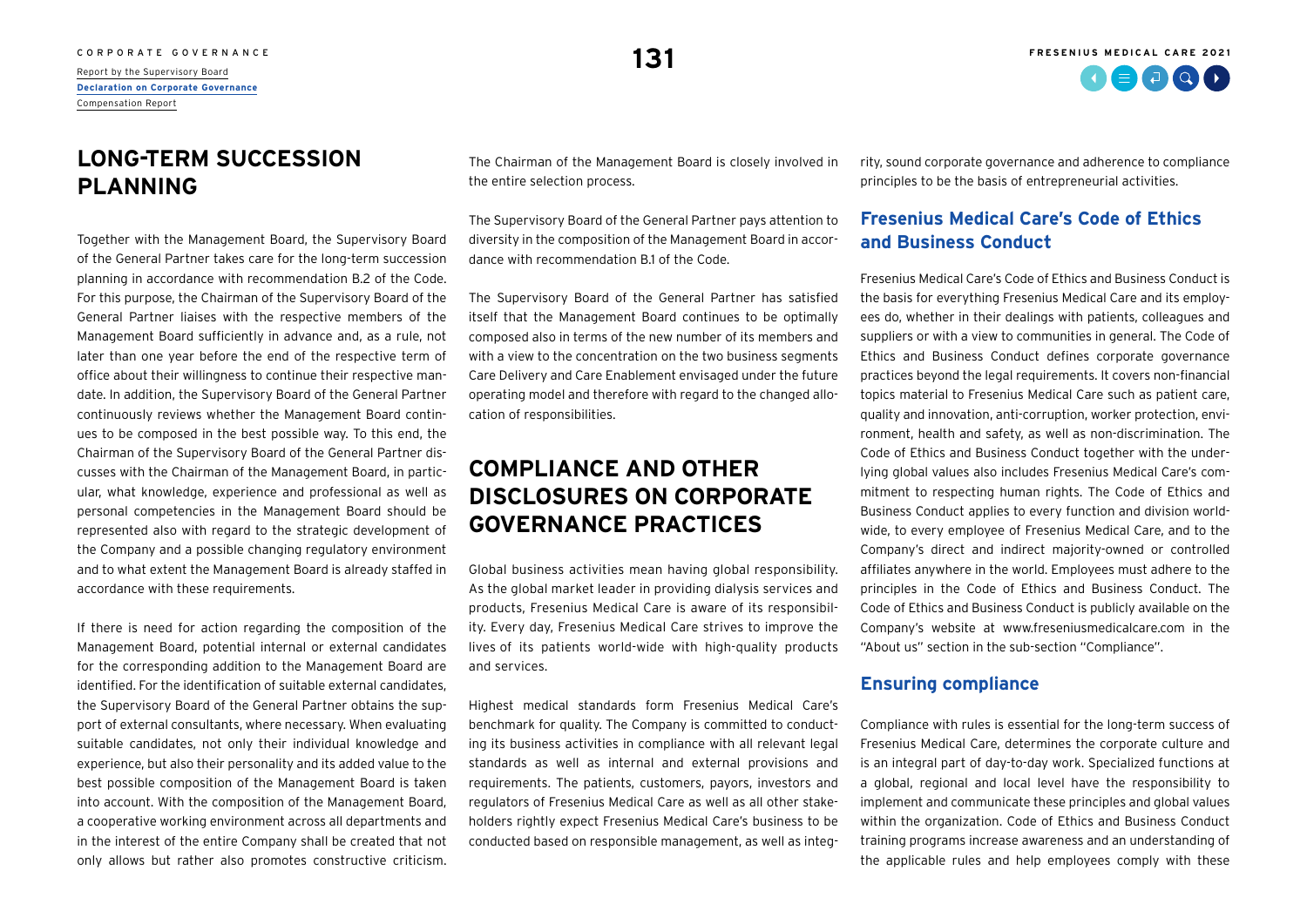## LONG-TERM SUCCESSION PLANNING

Together with the Management Board, the Supervisory Board of the General Partner takes care for the long-term succession planning in accordance with recommendation B.2 of the Code. For this purpose, the Chairman of the Supervisory Board of the General Partner liaises with the respective members of the Management Board sufficiently in advance and, as a rule, not later than one year before the end of the respective term of office about their willingness to continue their respective mandate. In addition, the Supervisory Board of the General Partner continuously reviews whether the Management Board continues to be composed in the best possible way. To this end, the Chairman of the Supervisory Board of the General Partner discusses with the Chairman of the Management Board, in particular, what knowledge, experience and professional as well as personal competencies in the Management Board should be represented also with regard to the strategic development of the Company and a possible changing regulatory environment and to what extent the Management Board is already staffed in accordance with these requirements.

If there is need for action regarding the composition of the Management Board, potential internal or external candidates for the corresponding addition to the Management Board are identified. For the identification of suitable external candidates, the Supervisory Board of the General Partner obtains the support of external consultants, where necessary. When evaluating suitable candidates, not only their individual knowledge and experience, but also their personality and its added value to the best possible composition of the Management Board is taken into account. With the composition of the Management Board, a cooperative working environment across all departments and in the interest of the entire Company shall be created that not only allows but rather also promotes constructive criticism. The Chairman of the Management Board is closely involved in the entire selection process.

The Supervisory Board of the General Partner pays attention to diversity in the composition of the Management Board in accordance with recommendation B.1 of the Code.

The Supervisory Board of the General Partner has satisfied itself that the Management Board continues to be optimally composed also in terms of the new number of its members and with a view to the concentration on the two business segments Care Delivery and Care Enablement envisaged under the future operating model and therefore with regard to the changed allocation of responsibilities.

## COMPLIANCE AND OTHER DISCLOSURES ON CORPORATE GOVERNANCE PRACTICES

Global business activities mean having global responsibility. As the global market leader in providing dialysis services and products, Fresenius Medical Care is aware of its responsibility. Every day, Fresenius Medical Care strives to improve the lives of its patients world-wide with high-quality products and services.

Highest medical standards form Fresenius Medical Care's benchmark for quality. The Company is committed to conducting its business activities in compliance with all relevant legal standards as well as internal and external provisions and requirements. The patients, customers, payors, investors and regulators of Fresenius Medical Care as well as all other stakeholders rightly expect Fresenius Medical Care's business to be conducted based on responsible management, as well as integrity, sound corporate governance and adherence to compliance principles to be the basis of entrepreneurial activities.

### Fresenius Medical Care's Code of Ethics and Business Conduct

Fresenius Medical Care's Code of Ethics and Business Conduct is the basis for everything Fresenius Medical Care and its employees do, whether in their dealings with patients, colleagues and suppliers or with a view to communities in general. The Code of Ethics and Business Conduct defines corporate governance practices beyond the legal requirements. It covers non-financial topics material to Fresenius Medical Care such as patient care, quality and innovation, anti-corruption, worker protection, environment, health and safety, as well as non-discrimination. The Code of Ethics and Business Conduct together with the underlying global values also includes Fresenius Medical Care's commitment to respecting human rights. The Code of Ethics and Business Conduct applies to every function and division worldwide, to every employee of Fresenius Medical Care, and to the Company's direct and indirect majority-owned or controlled affiliates anywhere in the world. Employees must adhere to the principles in the Code of Ethics and Business Conduct. The Code of Ethics and Business Conduct is publicly available on the Company's website at www.freseniusmedicalcare.com in the "About us" section in the sub-section "Compliance".

### Ensuring compliance

Compliance with rules is essential for the long-term success of Fresenius Medical Care, determines the corporate culture and is an integral part of day-to-day work. Specialized functions at a global, regional and local level have the responsibility to implement and communicate these principles and global values within the organization. Code of Ethics and Business Conduct training programs increase awareness and an understanding of the applicable rules and help employees comply with these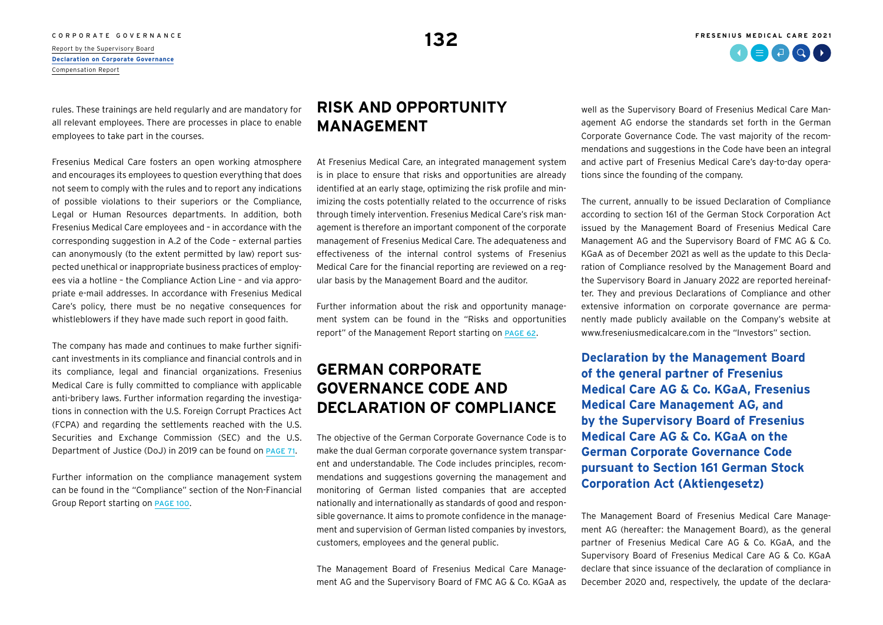rules. These trainings are held regularly and are mandatory for all relevant employees. There are processes in place to enable employees to take part in the courses.

Fresenius Medical Care fosters an open working atmosphere and encourages its employees to question everything that does not seem to comply with the rules and to report any indications of possible violations to their superiors or the Compliance, Legal or Human Resources departments. In addition, both Fresenius Medical Care employees and – in accordance with the corresponding suggestion in A.2 of the Code – external parties can anonymously (to the extent permitted by law) report suspected unethical or inappropriate business practices of employees via a hotline – the Compliance Action Line – and via appropriate e-mail addresses. In accordance with Fresenius Medical Care's policy, there must be no negative consequences for whistleblowers if they have made such report in good faith.

The company has made and continues to make further significant investments in its compliance and financial controls and in its compliance, legal and financial organizations. Fresenius Medical Care is fully committed to compliance with applicable anti-bribery laws. Further information regarding the investigations in connection with the U.S. Foreign Corrupt Practices Act (FCPA) and regarding the settlements reached with the U.S. Securities and Exchange Commission (SEC) and the U.S. Department of Justice (DoJ) in 2019 can be found on PAGE 71.

Further information on the compliance management system can be found in the "Compliance" section of the Non-Financial Group Report starting on PAGE 100.

## RISK AND OPPORTUNITY MANAGEMENT

At Fresenius Medical Care, an integrated management system is in place to ensure that risks and opportunities are already identified at an early stage, optimizing the risk profile and minimizing the costs potentially related to the occurrence of risks through timely intervention. Fresenius Medical Care's risk management is therefore an important component of the corporate management of Fresenius Medical Care. The adequateness and effectiveness of the internal control systems of Fresenius Medical Care for the financial reporting are reviewed on a regular basis by the Management Board and the auditor.

Further information about the risk and opportunity management system can be found in the "Risks and opportunities report" of the Management Report starting on PAGE 62.

## GERMAN CORPORATE GOVERNANCE CODE AND DECLARATION OF COMPLIANCE

The objective of the German Corporate Governance Code is to make the dual German corporate governance system transparent and understandable. The Code includes principles, recommendations and suggestions governing the management and monitoring of German listed companies that are accepted nationally and internationally as standards of good and responsible governance. It aims to promote confidence in the management and supervision of German listed companies by investors, customers, employees and the general public.

The Management Board of Fresenius Medical Care Management AG and the Supervisory Board of FMC AG & Co. KGaA as well as the Supervisory Board of Fresenius Medical Care Management AG endorse the standards set forth in the German Corporate Governance Code. The vast majority of the recommendations and suggestions in the Code have been an integral and active part of Fresenius Medical Care's day-to-day operations since the founding of the company.

The current, annually to be issued Declaration of Compliance according to section 161 of the German Stock Corporation Act issued by the Management Board of Fresenius Medical Care Management AG and the Supervisory Board of FMC AG & Co. KGaA as of December 2021 as well as the update to this Declaration of Compliance resolved by the Management Board and the Supervisory Board in January 2022 are reported hereinafter. They and previous Declarations of Compliance and other extensive information on corporate governance are permanently made publicly available on the Company's website at www.freseniusmedicalcare.com in the "Investors" section.

### Declaration by the Management Board of the general partner of Fresenius Medical Care AG & Co. KGaA, Fresenius Medical Care Management AG, and by the Supervisory Board of Fresenius Medical Care AG & Co. KGaA on the German Corporate Governance Code pursuant to Section 161 German Stock Corporation Act (Aktiengesetz)

The Management Board of Fresenius Medical Care Management AG (hereafter: the Management Board), as the general partner of Fresenius Medical Care AG & Co. KGaA, and the Supervisory Board of Fresenius Medical Care AG & Co. KGaA declare that since issuance of the declaration of compliance in December 2020 and, respectively, the update of the declara-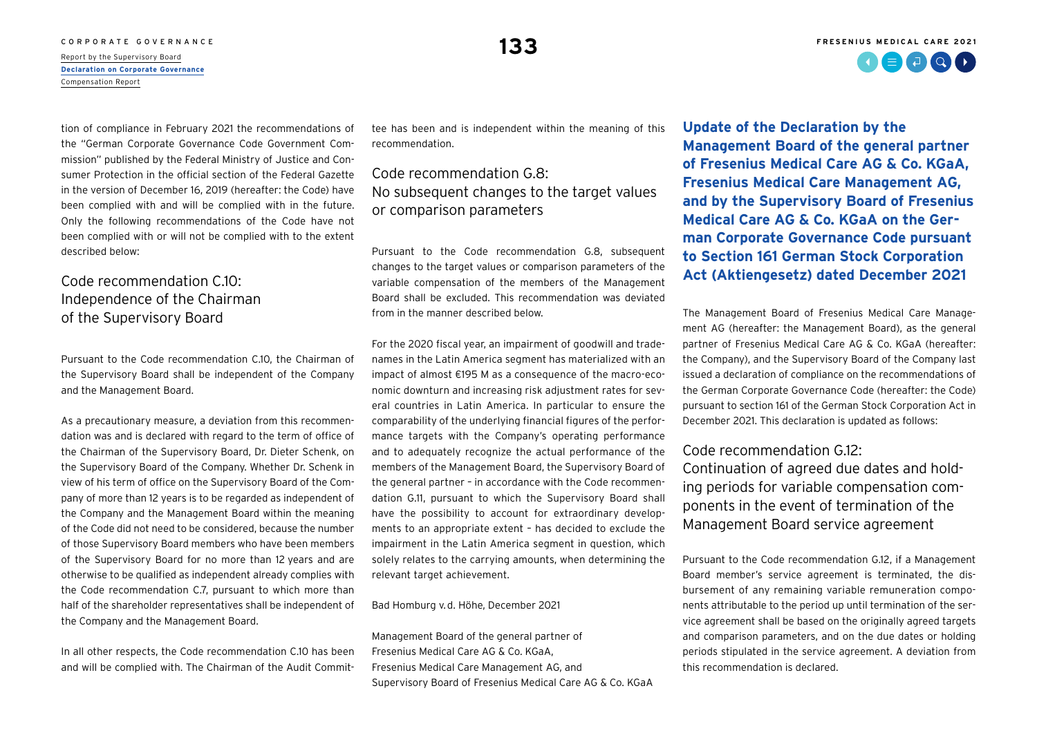tion of compliance in February 2021 the recommendations of the "German Corporate Governance Code Government Commission" published by the Federal Ministry of Justice and Consumer Protection in the official section of the Federal Gazette in the version of December 16, 2019 (hereafter: the Code) have been complied with and will be complied with in the future. Only the following recommendations of the Code have not been complied with or will not be complied with to the extent described below:

### Code recommendation C.10: Independence of the Chairman of the Supervisory Board

Pursuant to the Code recommendation C.10, the Chairman of the Supervisory Board shall be independent of the Company and the Management Board.

As a precautionary measure, a deviation from this recommendation was and is declared with regard to the term of office of the Chairman of the Supervisory Board, Dr. Dieter Schenk, on the Supervisory Board of the Company. Whether Dr. Schenk in view of his term of office on the Supervisory Board of the Company of more than 12 years is to be regarded as independent of the Company and the Management Board within the meaning of the Code did not need to be considered, because the number of those Supervisory Board members who have been members of the Supervisory Board for no more than 12 years and are otherwise to be qualified as independent already complies with the Code recommendation C.7, pursuant to which more than half of the shareholder representatives shall be independent of the Company and the Management Board.

In all other respects, the Code recommendation C.10 has been and will be complied with. The Chairman of the Audit Committee has been and is independent within the meaning of this recommendation.

### Code recommendation G.8: No subsequent changes to the target values or comparison parameters

Pursuant to the Code recommendation G.8, subsequent changes to the target values or comparison parameters of the variable compensation of the members of the Management Board shall be excluded. This recommendation was deviated from in the manner described below.

For the 2020 fiscal year, an impairment of goodwill and tradenames in the Latin America segment has materialized with an impact of almost €195 M as a consequence of the macro-economic downturn and increasing risk adjustment rates for several countries in Latin America. In particular to ensure the comparability of the underlying financial figures of the performance targets with the Company's operating performance and to adequately recognize the actual performance of the members of the Management Board, the Supervisory Board of the general partner – in accordance with the Code recommendation G.11, pursuant to which the Supervisory Board shall have the possibility to account for extraordinary developments to an appropriate extent – has decided to exclude the impairment in the Latin America segment in question, which solely relates to the carrying amounts, when determining the relevant target achievement.

Bad Homburg v.d. Höhe, December 2021

Management Board of the general partner of
Fresenius Medical Care AG & Co. KGaA,
Fresenius Medical Care Management AG, and
Supervisory Board of Fresenius Medical Care AG & Co. KGaA

## Update of the Declaration by the Management Board of the general partner of Fresenius Medical Care AG & Co. KGaA, Fresenius Medical Care Management AG, and by the Supervisory Board of Fresenius Medical Care AG & Co. KGaA on the German Corporate Governance Code pursuant to Section 161 German Stock Corporation Act (Aktiengesetz) dated December 2021

The Management Board of Fresenius Medical Care Management AG (hereafter: the Management Board), as the general partner of Fresenius Medical Care AG & Co. KGaA (hereafter: the Company), and the Supervisory Board of the Company last issued a declaration of compliance on the recommendations of the German Corporate Governance Code (hereafter: the Code) pursuant to section 161 of the German Stock Corporation Act in December 2021. This declaration is updated as follows:

### Code recommendation G.12: Continuation of agreed due dates and holding periods for variable compensation components in the event of termination of the Management Board service agreement

Pursuant to the Code recommendation G.12, if a Management Board member's service agreement is terminated, the disbursement of any remaining variable remuneration components attributable to the period up until termination of the service agreement shall be based on the originally agreed targets and comparison parameters, and on the due dates or holding periods stipulated in the service agreement. A deviation from this recommendation is declared.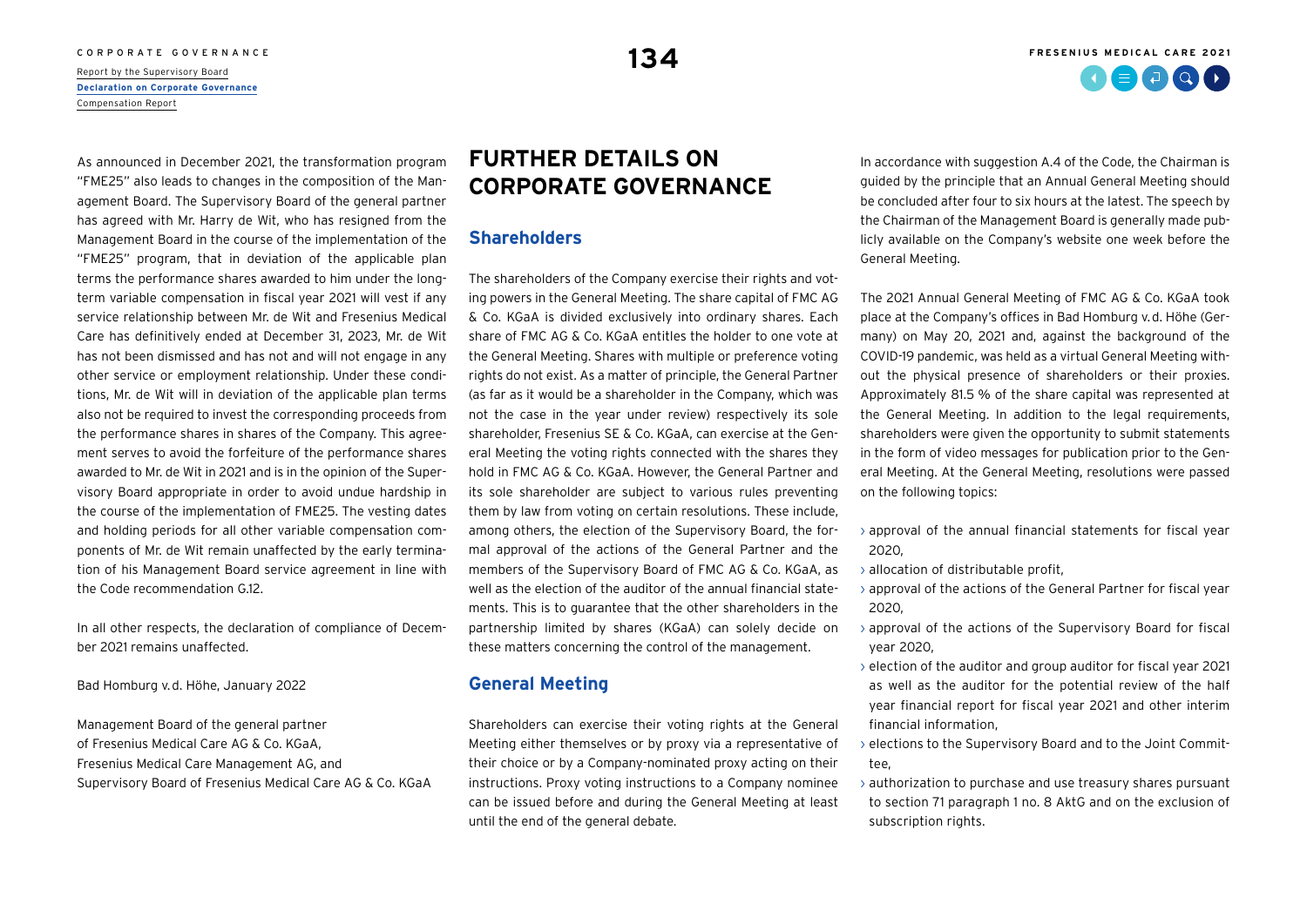As announced in December 2021, the transformation program "FME25" also leads to changes in the composition of the Management Board. The Supervisory Board of the general partner has agreed with Mr. Harry de Wit, who has resigned from the Management Board in the course of the implementation of the "FME25" program, that in deviation of the applicable plan terms the performance shares awarded to him under the long-term variable compensation in fiscal year 2021 will vest if any service relationship between Mr. de Wit and Fresenius Medical Care has definitively ended at December 31, 2023, Mr. de Wit has not been dismissed and has not and will not engage in any other service or employment relationship. Under these conditions, Mr. de Wit will in deviation of the applicable plan terms also not be required to invest the corresponding proceeds from the performance shares in shares of the Company. This agreement serves to avoid the forfeiture of the performance shares awarded to Mr. de Wit in 2021 and is in the opinion of the Supervisory Board appropriate in order to avoid undue hardship in the course of the implementation of FME25. The vesting dates and holding periods for all other variable compensation components of Mr. de Wit remain unaffected by the early termination of his Management Board service agreement in line with the Code recommendation G.12.

In all other respects, the declaration of compliance of December 2021 remains unaffected.

Bad Homburg v. d. Höhe, January 2022

Management Board of the general partner
of Fresenius Medical Care AG & Co. KGaA,
Fresenius Medical Care Management AG, and
Supervisory Board of Fresenius Medical Care AG & Co. KGaA

# FURTHER DETAILS ON CORPORATE GOVERNANCE

## Shareholders

The shareholders of the Company exercise their rights and voting powers in the General Meeting. The share capital of FMC AG & Co. KGaA is divided exclusively into ordinary shares. Each share of FMC AG & Co. KGaA entitles the holder to one vote at the General Meeting. Shares with multiple or preference voting rights do not exist. As a matter of principle, the General Partner (as far as it would be a shareholder in the Company, which was not the case in the year under review) respectively its sole shareholder, Fresenius SE & Co. KGaA, can exercise at the General Meeting the voting rights connected with the shares they hold in FMC AG & Co. KGaA. However, the General Partner and its sole shareholder are subject to various rules preventing them by law from voting on certain resolutions. These include, among others, the election of the Supervisory Board, the formal approval of the actions of the General Partner and the members of the Supervisory Board of FMC AG & Co. KGaA, as well as the election of the auditor of the annual financial statements. This is to guarantee that the other shareholders in the partnership limited by shares (KGaA) can solely decide on these matters concerning the control of the management.

## General Meeting

Shareholders can exercise their voting rights at the General Meeting either themselves or by proxy via a representative of their choice or by a Company-nominated proxy acting on their instructions. Proxy voting instructions to a Company nominee can be issued before and during the General Meeting at least until the end of the general debate.

In accordance with suggestion A.4 of the Code, the Chairman is guided by the principle that an Annual General Meeting should be concluded after four to six hours at the latest. The speech by the Chairman of the Management Board is generally made publicly available on the Company's website one week before the General Meeting.

The 2021 Annual General Meeting of FMC AG & Co. KGaA took place at the Company's offices in Bad Homburg v. d. Höhe (Germany) on May 20, 2021 and, against the background of the COVID-19 pandemic, was held as a virtual General Meeting without the physical presence of shareholders or their proxies. Approximately 81.5 % of the share capital was represented at the General Meeting. In addition to the legal requirements, shareholders were given the opportunity to submit statements in the form of video messages for publication prior to the General Meeting. At the General Meeting, resolutions were passed on the following topics:

- approval of the annual financial statements for fiscal year 2020,
- allocation of distributable profit,
- approval of the actions of the General Partner for fiscal year 2020,
- approval of the actions of the Supervisory Board for fiscal year 2020,
- election of the auditor and group auditor for fiscal year 2021 as well as the auditor for the potential review of the half year financial report for fiscal year 2021 and other interim financial information,
- elections to the Supervisory Board and to the Joint Committee,
- authorization to purchase and use treasury shares pursuant to section 71 paragraph 1 no. 8 AktG and on the exclusion of subscription rights.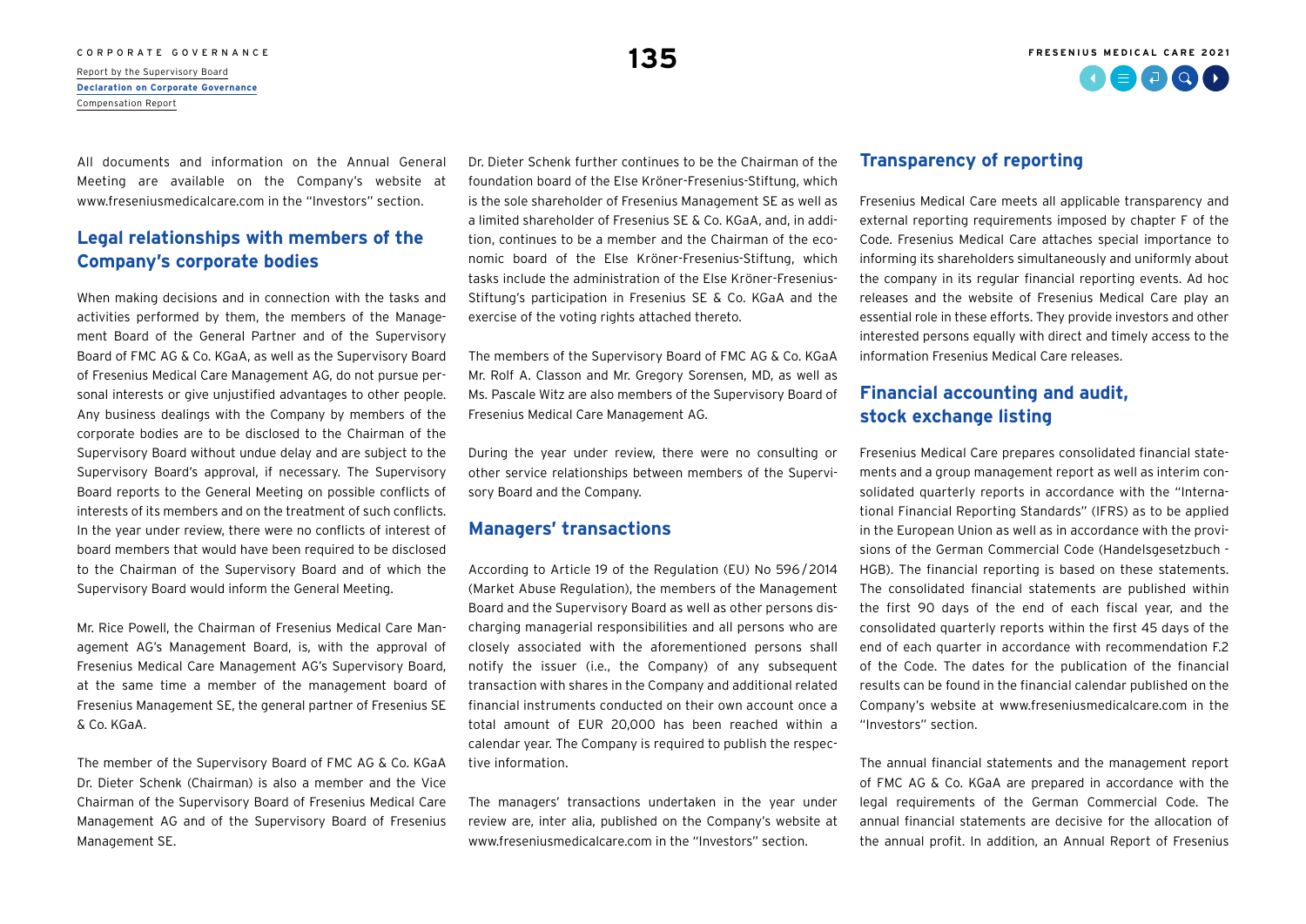All documents and information on the Annual General Meeting are available on the Company's website at www.freseniusmedicalcare.com in the "Investors" section.

## Legal relationships with members of the Company's corporate bodies

When making decisions and in connection with the tasks and activities performed by them, the members of the Management Board of the General Partner and of the Supervisory Board of FMC AG & Co. KGaA, as well as the Supervisory Board of Fresenius Medical Care Management AG, do not pursue personal interests or give unjustified advantages to other people. Any business dealings with the Company by members of the corporate bodies are to be disclosed to the Chairman of the Supervisory Board without undue delay and are subject to the Supervisory Board's approval, if necessary. The Supervisory Board reports to the General Meeting on possible conflicts of interests of its members and on the treatment of such conflicts. In the year under review, there were no conflicts of interest of board members that would have been required to be disclosed to the Chairman of the Supervisory Board and of which the Supervisory Board would inform the General Meeting.

Mr. Rice Powell, the Chairman of Fresenius Medical Care Management AG's Management Board, is, with the approval of Fresenius Medical Care Management AG's Supervisory Board, at the same time a member of the management board of Fresenius Management SE, the general partner of Fresenius SE & Co. KGaA.

The member of the Supervisory Board of FMC AG & Co. KGaA Dr. Dieter Schenk (Chairman) is also a member and the Vice Chairman of the Supervisory Board of Fresenius Medical Care Management AG and of the Supervisory Board of Fresenius Management SE.

Dr. Dieter Schenk further continues to be the Chairman of the foundation board of the Else Kröner-Fresenius-Stiftung, which is the sole shareholder of Fresenius Management SE as well as a limited shareholder of Fresenius SE & Co. KGaA, and, in addition, continues to be a member and the Chairman of the economic board of the Else Kröner-Fresenius-Stiftung, which tasks include the administration of the Else Kröner-Fresenius-Stiftung's participation in Fresenius SE & Co. KGaA and the exercise of the voting rights attached thereto.

The members of the Supervisory Board of FMC AG & Co. KGaA Mr. Rolf A. Classon and Mr. Gregory Sorensen, MD, as well as Ms. Pascale Witz are also members of the Supervisory Board of Fresenius Medical Care Management AG.

During the year under review, there were no consulting or other service relationships between members of the Supervisory Board and the Company.

## Managers' transactions

According to Article 19 of the Regulation (EU) No 596/2014 (Market Abuse Regulation), the members of the Management Board and the Supervisory Board as well as other persons discharging managerial responsibilities and all persons who are closely associated with the aforementioned persons shall notify the issuer (i.e., the Company) of any subsequent transaction with shares in the Company and additional related financial instruments conducted on their own account once a total amount of EUR 20,000 has been reached within a calendar year. The Company is required to publish the respective information.

The managers' transactions undertaken in the year under review are, inter alia, published on the Company's website at www.freseniusmedicalcare.com in the "Investors" section.

## Transparency of reporting

Fresenius Medical Care meets all applicable transparency and external reporting requirements imposed by chapter F of the Code. Fresenius Medical Care attaches special importance to informing its shareholders simultaneously and uniformly about the company in its regular financial reporting events. Ad hoc releases and the website of Fresenius Medical Care play an essential role in these efforts. They provide investors and other interested persons equally with direct and timely access to the information Fresenius Medical Care releases.

## Financial accounting and audit, stock exchange listing

Fresenius Medical Care prepares consolidated financial statements and a group management report as well as interim consolidated quarterly reports in accordance with the "International Financial Reporting Standards" (IFRS) as to be applied in the European Union as well as in accordance with the provisions of the German Commercial Code (Handelsgesetzbuch - HGB). The financial reporting is based on these statements. The consolidated financial statements are published within the first 90 days of the end of each fiscal year, and the consolidated quarterly reports within the first 45 days of the end of each quarter in accordance with recommendation F.2 of the Code. The dates for the publication of the financial results can be found in the financial calendar published on the Company's website at www.freseniusmedicalcare.com in the "Investors" section.

The annual financial statements and the management report of FMC AG & Co. KGaA are prepared in accordance with the legal requirements of the German Commercial Code. The annual financial statements are decisive for the allocation of the annual profit. In addition, an Annual Report of Fresenius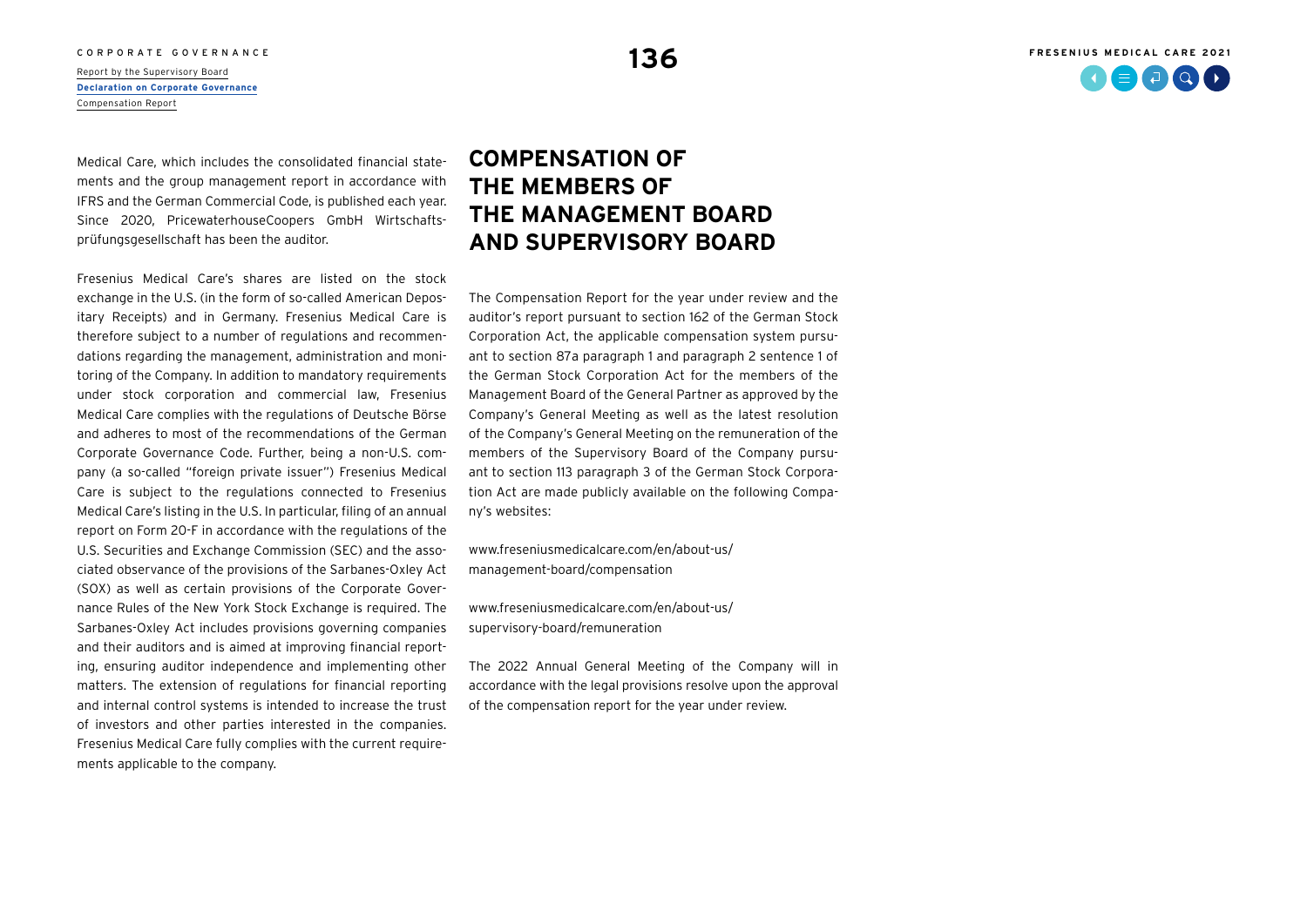Medical Care, which includes the consolidated financial statements and the group management report in accordance with IFRS and the German Commercial Code, is published each year. Since 2020, PricewaterhouseCoopers GmbH Wirtschaftsprüfungsgesellschaft has been the auditor.

Fresenius Medical Care's shares are listed on the stock exchange in the U.S. (in the form of so-called American Depositary Receipts) and in Germany. Fresenius Medical Care is therefore subject to a number of regulations and recommendations regarding the management, administration and monitoring of the Company. In addition to mandatory requirements under stock corporation and commercial law, Fresenius Medical Care complies with the regulations of Deutsche Börse and adheres to most of the recommendations of the German Corporate Governance Code. Further, being a non-U.S. company (a so-called "foreign private issuer") Fresenius Medical Care is subject to the regulations connected to Fresenius Medical Care's listing in the U.S. In particular, filing of an annual report on Form 20-F in accordance with the regulations of the U.S. Securities and Exchange Commission (SEC) and the associated observance of the provisions of the Sarbanes-Oxley Act (SOX) as well as certain provisions of the Corporate Governance Rules of the New York Stock Exchange is required. The Sarbanes-Oxley Act includes provisions governing companies and their auditors and is aimed at improving financial reporting, ensuring auditor independence and implementing other matters. The extension of regulations for financial reporting and internal control systems is intended to increase the trust of investors and other parties interested in the companies. Fresenius Medical Care fully complies with the current requirements applicable to the company.

# COMPENSATION OF THE MEMBERS OF THE MANAGEMENT BOARD AND SUPERVISORY BOARD

The Compensation Report for the year under review and the auditor's report pursuant to section 162 of the German Stock Corporation Act, the applicable compensation system pursuant to section 87a paragraph 1 and paragraph 2 sentence 1 of the German Stock Corporation Act for the members of the Management Board of the General Partner as approved by the Company's General Meeting as well as the latest resolution of the Company's General Meeting on the remuneration of the members of the Supervisory Board of the Company pursuant to section 113 paragraph 3 of the German Stock Corporation Act are made publicly available on the following Company's websites:

www.freseniusmedicalcare.com/en/about-us/management-board/compensation

www.freseniusmedicalcare.com/en/about-us/supervisory-board/remuneration

The 2022 Annual General Meeting of the Company will in accordance with the legal provisions resolve upon the approval of the compensation report for the year under review.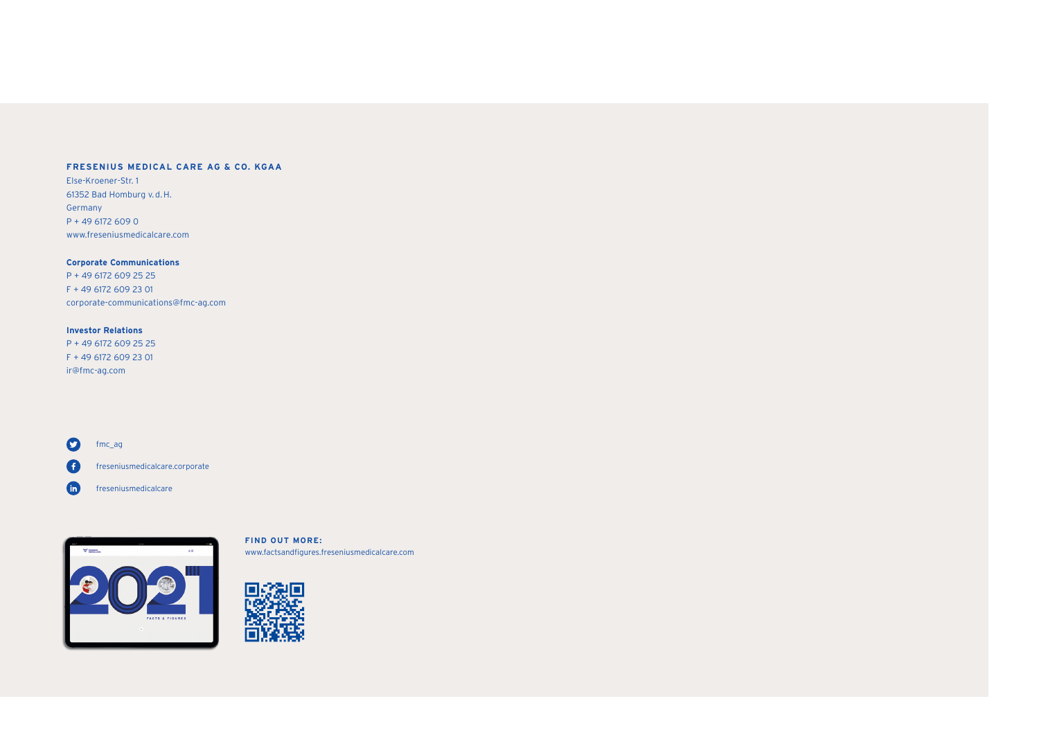**FRESENIUS MEDICAL CARE AG & CO. KGAA**
Else-Kroener-Str. 1
61352 Bad Homburg v. d. H.
Germany
P + 49 6172 609 0
www.freseniusmedicalcare.com

**Corporate Communications**
P + 49 6172 609 25 25
F + 49 6172 609 23 01
corporate-communications@fmc-ag.com

**Investor Relations**
P + 49 6172 609 25 25
F + 49 6172 609 23 01
ir@fmc-ag.com

fmc_ag

freseniusmedicalcare.corporate

freseniusmedicalcare

**FIND OUT MORE:**
www.factsandfigures.freseniusmedicalcare.com